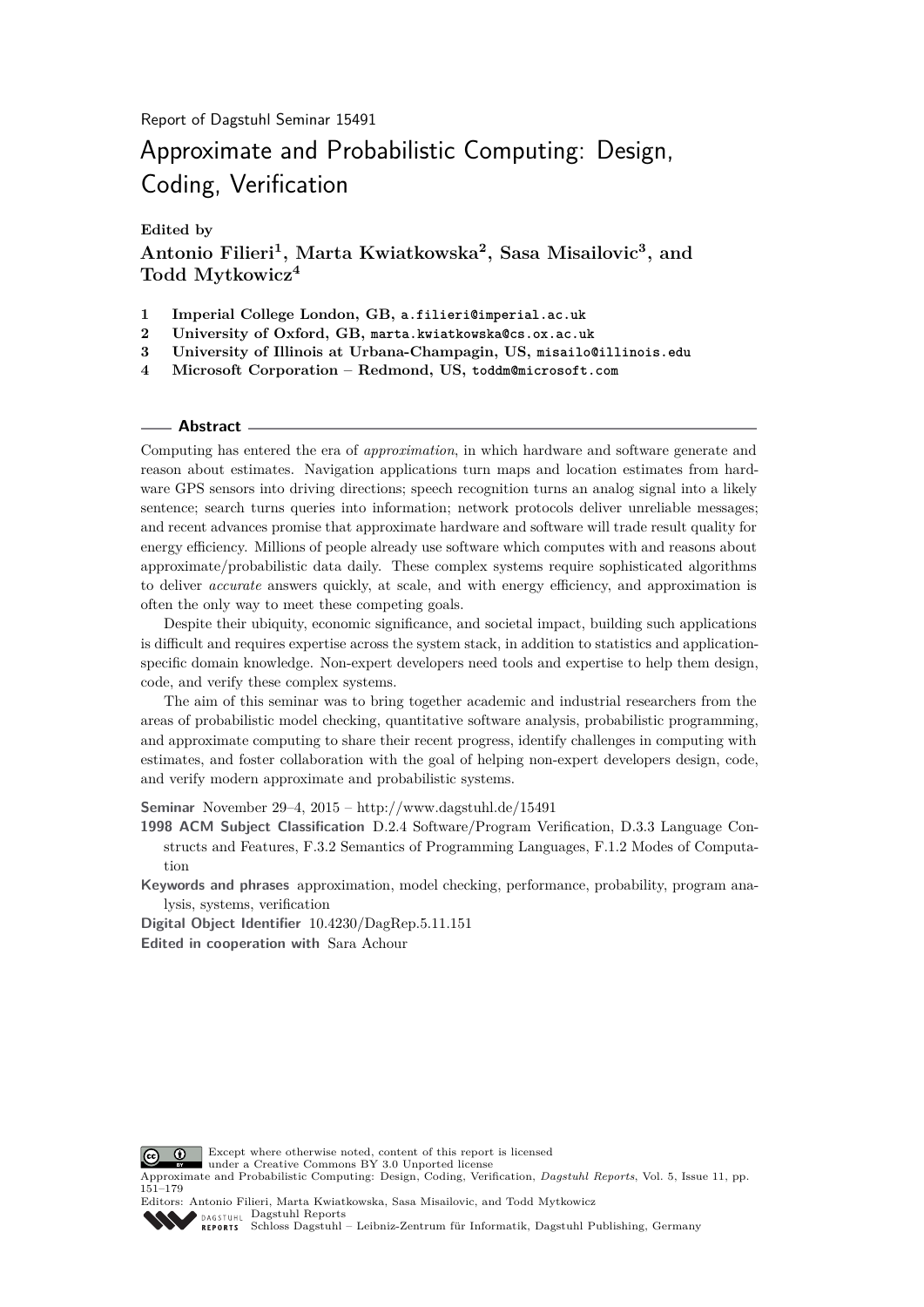Report of Dagstuhl Seminar 15491

# Approximate and Probabilistic Computing: Design, Coding, Verification

**Edited by**

**Antonio Filieri[1], Marta Kwiatkowska[2], Sasa Misailovic[3], and Todd Mytkowicz[4]**

1. **Imperial College London, GB,** a.filieri@imperial.ac.uk
2. **University of Oxford, GB,** marta.kwiatkowska@cs.ox.ac.uk
3. **University of Illinois at Urbana-Champagin, US,** misailo@illinois.edu
4. **Microsoft Corporation – Redmond, US,** toddm@microsoft.com

## Abstract

Computing has entered the era of *approximation*, in which hardware and software generate and reason about estimates. Navigation applications turn maps and location estimates from hardware GPS sensors into driving directions; speech recognition turns an analog signal into a likely sentence; search turns queries into information; network protocols deliver unreliable messages; and recent advances promise that approximate hardware and software will trade result quality for energy efficiency. Millions of people already use software which computes with and reasons about approximate/probabilistic data daily. These complex systems require sophisticated algorithms to deliver *accurate* answers quickly, at scale, and with energy efficiency, and approximation is often the only way to meet these competing goals.

Despite their ubiquity, economic significance, and societal impact, building such applications is difficult and requires expertise across the system stack, in addition to statistics and application-specific domain knowledge. Non-expert developers need tools and expertise to help them design, code, and verify these complex systems.

The aim of this seminar was to bring together academic and industrial researchers from the areas of probabilistic model checking, quantitative software analysis, probabilistic programming, and approximate computing to share their recent progress, identify challenges in computing with estimates, and foster collaboration with the goal of helping non-expert developers design, code, and verify modern approximate and probabilistic systems.

**Seminar** November 29–4, 2015 – http://www.dagstuhl.de/15491

**1998 ACM Subject Classification** D.2.4 Software/Program Verification, D.3.3 Language Constructs and Features, F.3.2 Semantics of Programming Languages, F.1.2 Modes of Computation

**Keywords and phrases** approximation, model checking, performance, probability, program analysis, systems, verification

**Digital Object Identifier** 10.4230/DagRep.5.11.151

**Edited in cooperation with** Sara Achour

Except where otherwise noted, content of this report is licensed under a Creative Commons BY 3.0 Unported license

Approximate and Probabilistic Computing: Design, Coding, Verification, *Dagstuhl Reports*, Vol. 5, Issue 11, pp. 151–179

Editors: Antonio Filieri, Marta Kwiatkowska, Sasa Misailovic, and Todd Mytkowicz

Dagstuhl Reports
Schloss Dagstuhl – Leibniz-Zentrum für Informatik, Dagstuhl Publishing, Germany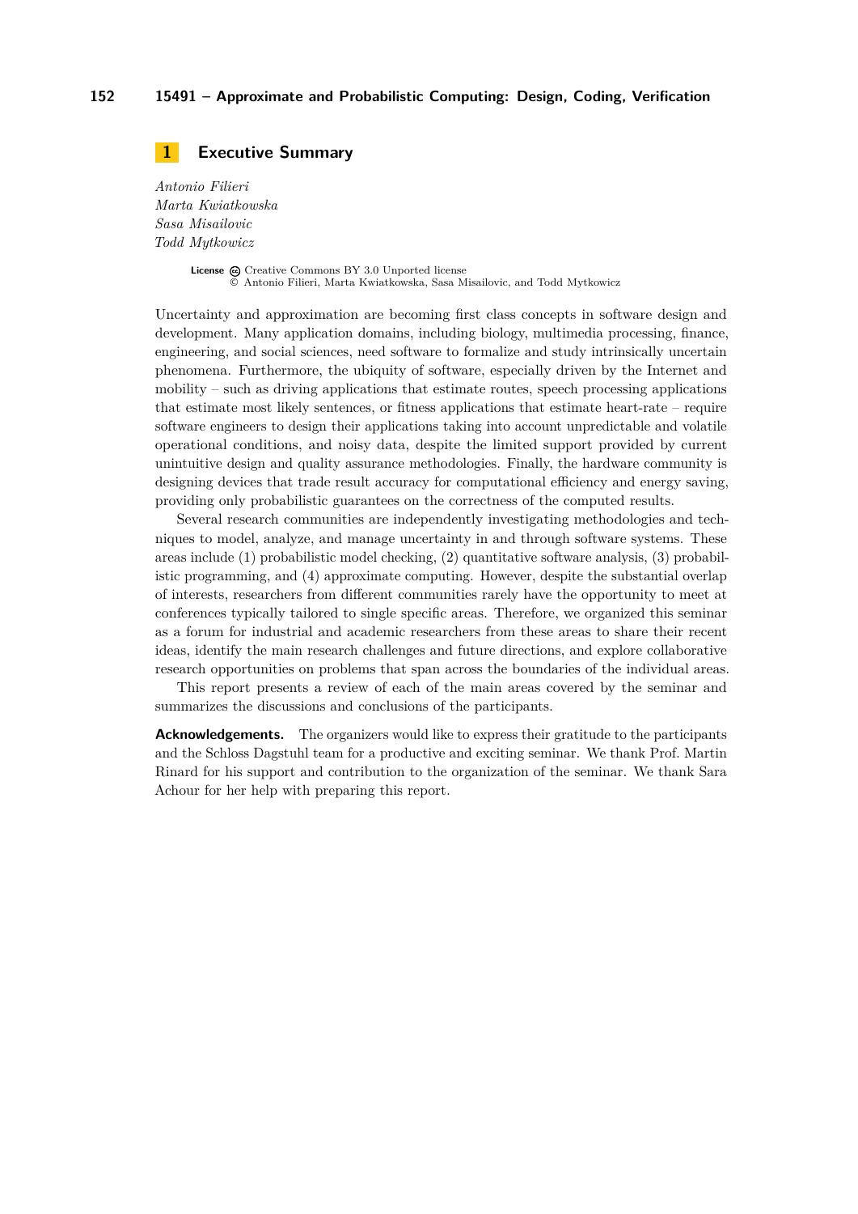# 1 Executive Summary

*Antonio Filieri*
*Marta Kwiatkowska*
*Sasa Misailovic*
*Todd Mytkowicz*

**License** Creative Commons BY 3.0 Unported license
© Antonio Filieri, Marta Kwiatkowska, Sasa Misailovic, and Todd Mytkowicz

Uncertainty and approximation are becoming first class concepts in software design and development. Many application domains, including biology, multimedia processing, finance, engineering, and social sciences, need software to formalize and study intrinsically uncertain phenomena. Furthermore, the ubiquity of software, especially driven by the Internet and mobility – such as driving applications that estimate routes, speech processing applications that estimate most likely sentences, or fitness applications that estimate heart-rate – require software engineers to design their applications taking into account unpredictable and volatile operational conditions, and noisy data, despite the limited support provided by current unintuitive design and quality assurance methodologies. Finally, the hardware community is designing devices that trade result accuracy for computational efficiency and energy saving, providing only probabilistic guarantees on the correctness of the computed results.

Several research communities are independently investigating methodologies and techniques to model, analyze, and manage uncertainty in and through software systems. These areas include (1) probabilistic model checking, (2) quantitative software analysis, (3) probabilistic programming, and (4) approximate computing. However, despite the substantial overlap of interests, researchers from different communities rarely have the opportunity to meet at conferences typically tailored to single specific areas. Therefore, we organized this seminar as a forum for industrial and academic researchers from these areas to share their recent ideas, identify the main research challenges and future directions, and explore collaborative research opportunities on problems that span across the boundaries of the individual areas.

This report presents a review of each of the main areas covered by the seminar and summarizes the discussions and conclusions of the participants.

**Acknowledgements.** The organizers would like to express their gratitude to the participants and the Schloss Dagstuhl team for a productive and exciting seminar. We thank Prof. Martin Rinard for his support and contribution to the organization of the seminar. We thank Sara Achour for her help with preparing this report.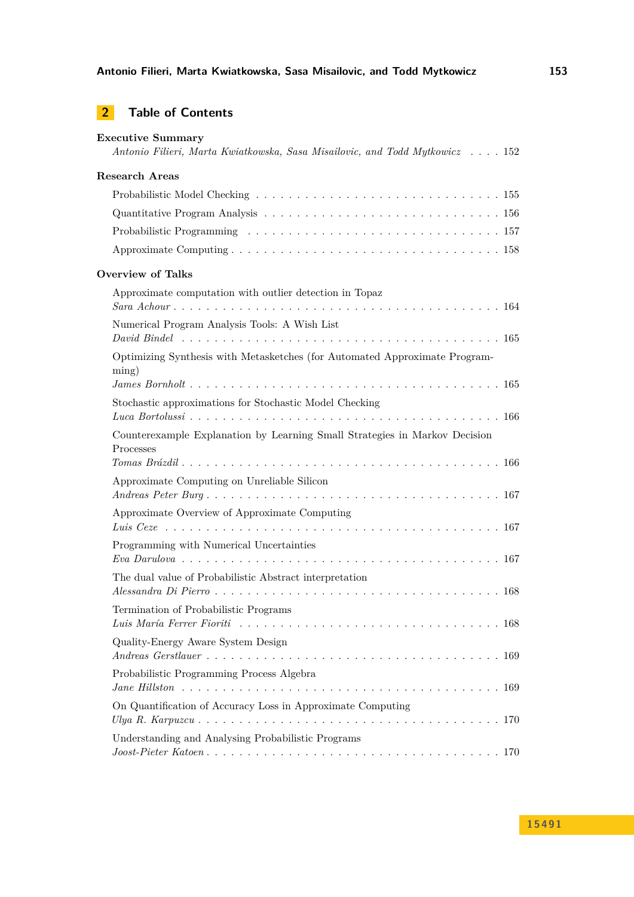## 2 Table of Contents

**Executive Summary**
*Antonio Filieri, Marta Kwiatkowska, Sasa Misailovic, and Todd Mytkowicz* . . . . 152

**Research Areas**

Probabilistic Model Checking . . . . . . . . . . . . . . . . . . . . . . . . . . . . 155

Quantitative Program Analysis . . . . . . . . . . . . . . . . . . . . . . . . . . . 156

Probabilistic Programming . . . . . . . . . . . . . . . . . . . . . . . . . . . . . 157

Approximate Computing . . . . . . . . . . . . . . . . . . . . . . . . . . . . . . 158

**Overview of Talks**

Approximate computation with outlier detection in Topaz
*Sara Achour* . . . . . . . . . . . . . . . . . . . . . . . . . . . . . . . . . . . . 164

Numerical Program Analysis Tools: A Wish List
*David Bindel* . . . . . . . . . . . . . . . . . . . . . . . . . . . . . . . . . . . 165

Optimizing Synthesis with Metasketches (for Automated Approximate Programming)
*James Bornholt* . . . . . . . . . . . . . . . . . . . . . . . . . . . . . . . . . . 165

Stochastic approximations for Stochastic Model Checking
*Luca Bortolussi* . . . . . . . . . . . . . . . . . . . . . . . . . . . . . . . . . . 166

Counterexample Explanation by Learning Small Strategies in Markov Decision Processes
*Tomas Brázdil* . . . . . . . . . . . . . . . . . . . . . . . . . . . . . . . . . . . 166

Approximate Computing on Unreliable Silicon
*Andreas Peter Burg* . . . . . . . . . . . . . . . . . . . . . . . . . . . . . . . . 167

Approximate Overview of Approximate Computing
*Luis Ceze* . . . . . . . . . . . . . . . . . . . . . . . . . . . . . . . . . . . . . 167

Programming with Numerical Uncertainties
*Eva Darulova* . . . . . . . . . . . . . . . . . . . . . . . . . . . . . . . . . . . 167

The dual value of Probabilistic Abstract interpretation
*Alessandra Di Pierro* . . . . . . . . . . . . . . . . . . . . . . . . . . . . . . . 168

Termination of Probabilistic Programs
*Luis María Ferrer Fioriti* . . . . . . . . . . . . . . . . . . . . . . . . . . . . . 168

Quality-Energy Aware System Design
*Andreas Gerstlauer* . . . . . . . . . . . . . . . . . . . . . . . . . . . . . . . . 169

Probabilistic Programming Process Algebra
*Jane Hillston* . . . . . . . . . . . . . . . . . . . . . . . . . . . . . . . . . . . 169

On Quantification of Accuracy Loss in Approximate Computing
*Ulya R. Karpuzcu* . . . . . . . . . . . . . . . . . . . . . . . . . . . . . . . . . 170

Understanding and Analysing Probabilistic Programs
*Joost-Pieter Katoen* . . . . . . . . . . . . . . . . . . . . . . . . . . . . . . . . 170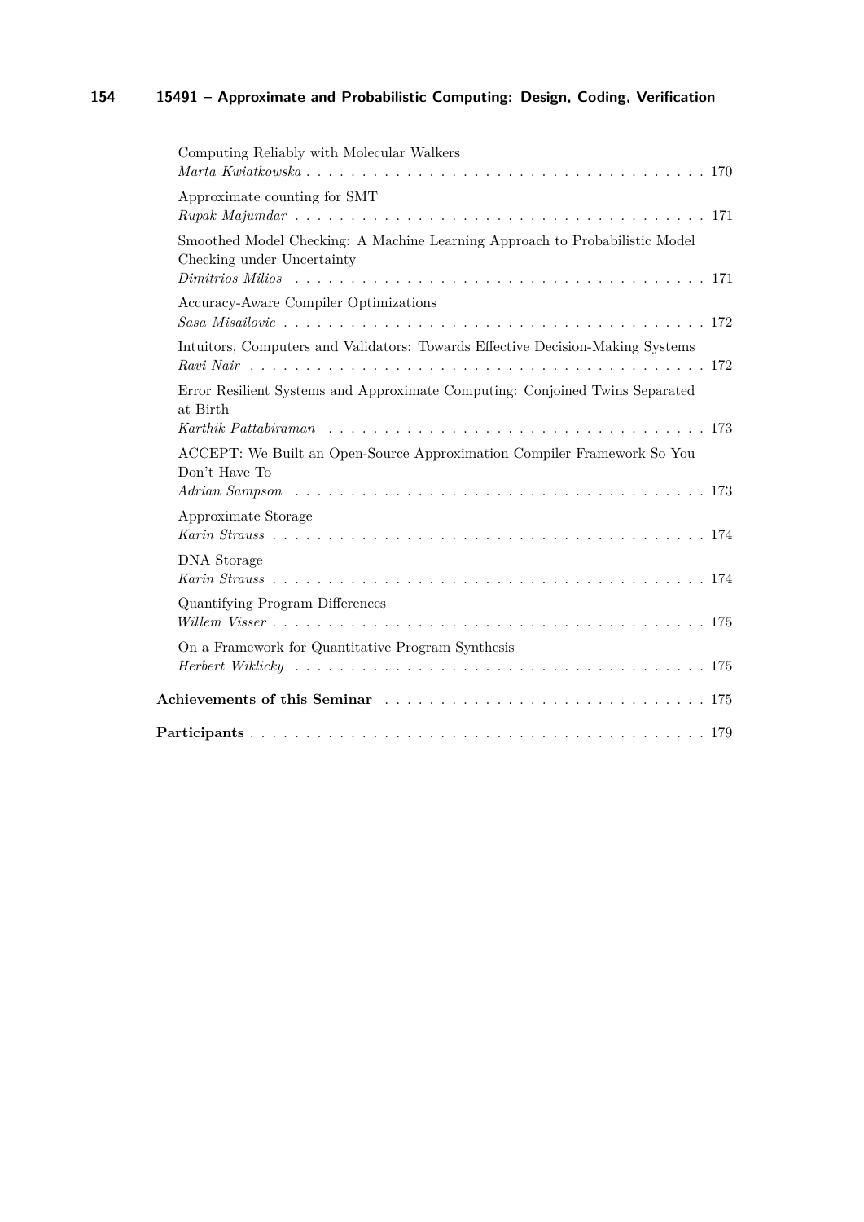Computing Reliably with Molecular Walkers
*Marta Kwiatkowska* . . . . . . . . . . . . . . . . . . . . . . . . . . . . . . . . . . . 170

Approximate counting for SMT
*Rupak Majumdar* . . . . . . . . . . . . . . . . . . . . . . . . . . . . . . . . . . . 171

Smoothed Model Checking: A Machine Learning Approach to Probabilistic Model Checking under Uncertainty
*Dimitrios Milios* . . . . . . . . . . . . . . . . . . . . . . . . . . . . . . . . . . . 171

Accuracy-Aware Compiler Optimizations
*Sasa Misailovic* . . . . . . . . . . . . . . . . . . . . . . . . . . . . . . . . . . . 172

Intuitors, Computers and Validators: Towards Effective Decision-Making Systems
*Ravi Nair* . . . . . . . . . . . . . . . . . . . . . . . . . . . . . . . . . . . 172

Error Resilient Systems and Approximate Computing: Conjoined Twins Separated at Birth
*Karthik Pattabiraman* . . . . . . . . . . . . . . . . . . . . . . . . . . . . . . . . . . . 173

ACCEPT: We Built an Open-Source Approximation Compiler Framework So You Don't Have To
*Adrian Sampson* . . . . . . . . . . . . . . . . . . . . . . . . . . . . . . . . . . . 173

Approximate Storage
*Karin Strauss* . . . . . . . . . . . . . . . . . . . . . . . . . . . . . . . . . . . 174

DNA Storage
*Karin Strauss* . . . . . . . . . . . . . . . . . . . . . . . . . . . . . . . . . . . 174

Quantifying Program Differences
*Willem Visser* . . . . . . . . . . . . . . . . . . . . . . . . . . . . . . . . . . . 175

On a Framework for Quantitative Program Synthesis
*Herbert Wiklicky* . . . . . . . . . . . . . . . . . . . . . . . . . . . . . . . . . . . 175

**Achievements of this Seminar** . . . . . . . . . . . . . . . . . . . . . . . . . . . . . . . . . . . 175

**Participants** . . . . . . . . . . . . . . . . . . . . . . . . . . . . . . . . . . . 179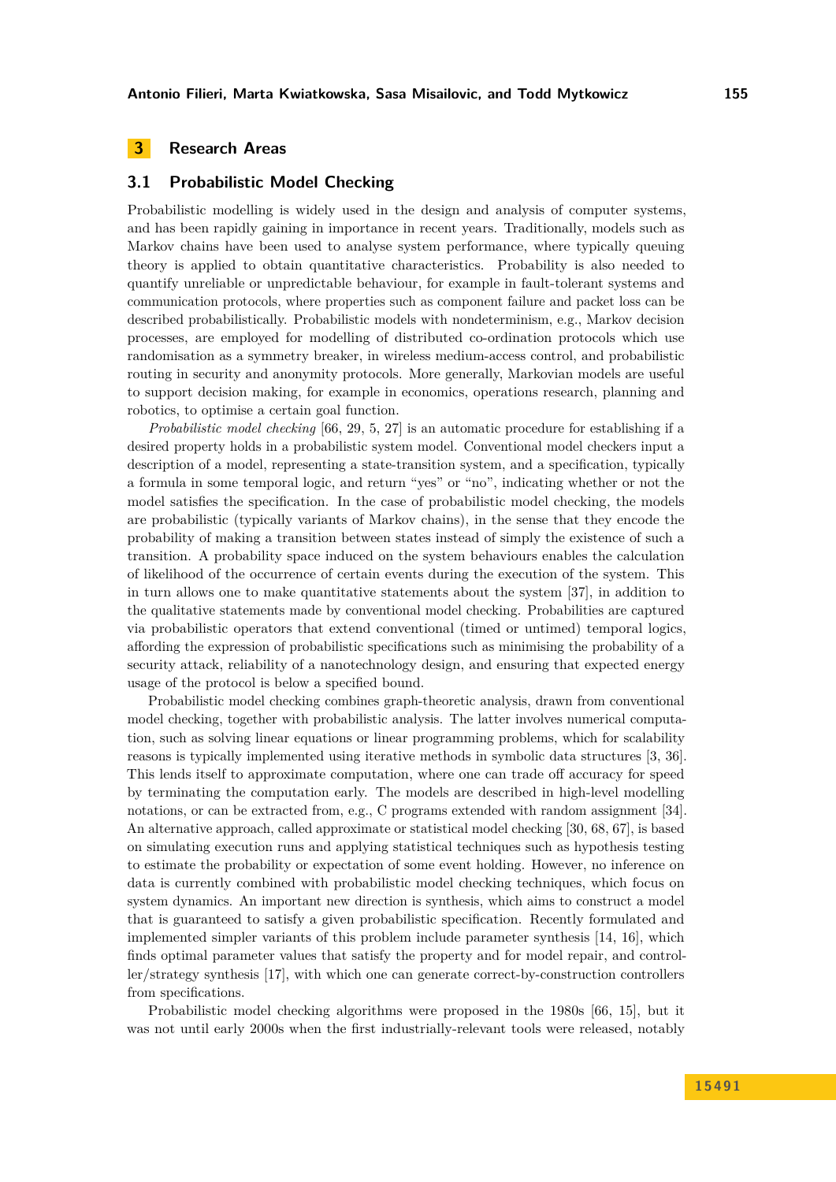## 3 Research Areas

### 3.1 Probabilistic Model Checking

Probabilistic modelling is widely used in the design and analysis of computer systems, and has been rapidly gaining in importance in recent years. Traditionally, models such as Markov chains have been used to analyse system performance, where typically queuing theory is applied to obtain quantitative characteristics. Probability is also needed to quantify unreliable or unpredictable behaviour, for example in fault-tolerant systems and communication protocols, where properties such as component failure and packet loss can be described probabilistically. Probabilistic models with nondeterminism, e.g., Markov decision processes, are employed for modelling of distributed co-ordination protocols which use randomisation as a symmetry breaker, in wireless medium-access control, and probabilistic routing in security and anonymity protocols. More generally, Markovian models are useful to support decision making, for example in economics, operations research, planning and robotics, to optimise a certain goal function.

*Probabilistic model checking* [66, 29, 5, 27] is an automatic procedure for establishing if a desired property holds in a probabilistic system model. Conventional model checkers input a description of a model, representing a state-transition system, and a specification, typically a formula in some temporal logic, and return "yes" or "no", indicating whether or not the model satisfies the specification. In the case of probabilistic model checking, the models are probabilistic (typically variants of Markov chains), in the sense that they encode the probability of making a transition between states instead of simply the existence of such a transition. A probability space induced on the system behaviours enables the calculation of likelihood of the occurrence of certain events during the execution of the system. This in turn allows one to make quantitative statements about the system [37], in addition to the qualitative statements made by conventional model checking. Probabilities are captured via probabilistic operators that extend conventional (timed or untimed) temporal logics, affording the expression of probabilistic specifications such as minimising the probability of a security attack, reliability of a nanotechnology design, and ensuring that expected energy usage of the protocol is below a specified bound.

Probabilistic model checking combines graph-theoretic analysis, drawn from conventional model checking, together with probabilistic analysis. The latter involves numerical computation, such as solving linear equations or linear programming problems, which for scalability reasons is typically implemented using iterative methods in symbolic data structures [3, 36]. This lends itself to approximate computation, where one can trade off accuracy for speed by terminating the computation early. The models are described in high-level modelling notations, or can be extracted from, e.g., C programs extended with random assignment [34]. An alternative approach, called approximate or statistical model checking [30, 68, 67], is based on simulating execution runs and applying statistical techniques such as hypothesis testing to estimate the probability or expectation of some event holding. However, no inference on data is currently combined with probabilistic model checking techniques, which focus on system dynamics. An important new direction is synthesis, which aims to construct a model that is guaranteed to satisfy a given probabilistic specification. Recently formulated and implemented simpler variants of this problem include parameter synthesis [14, 16], which finds optimal parameter values that satisfy the property and for model repair, and controller/strategy synthesis [17], with which one can generate correct-by-construction controllers from specifications.

Probabilistic model checking algorithms were proposed in the 1980s [66, 15], but it was not until early 2000s when the first industrially-relevant tools were released, notably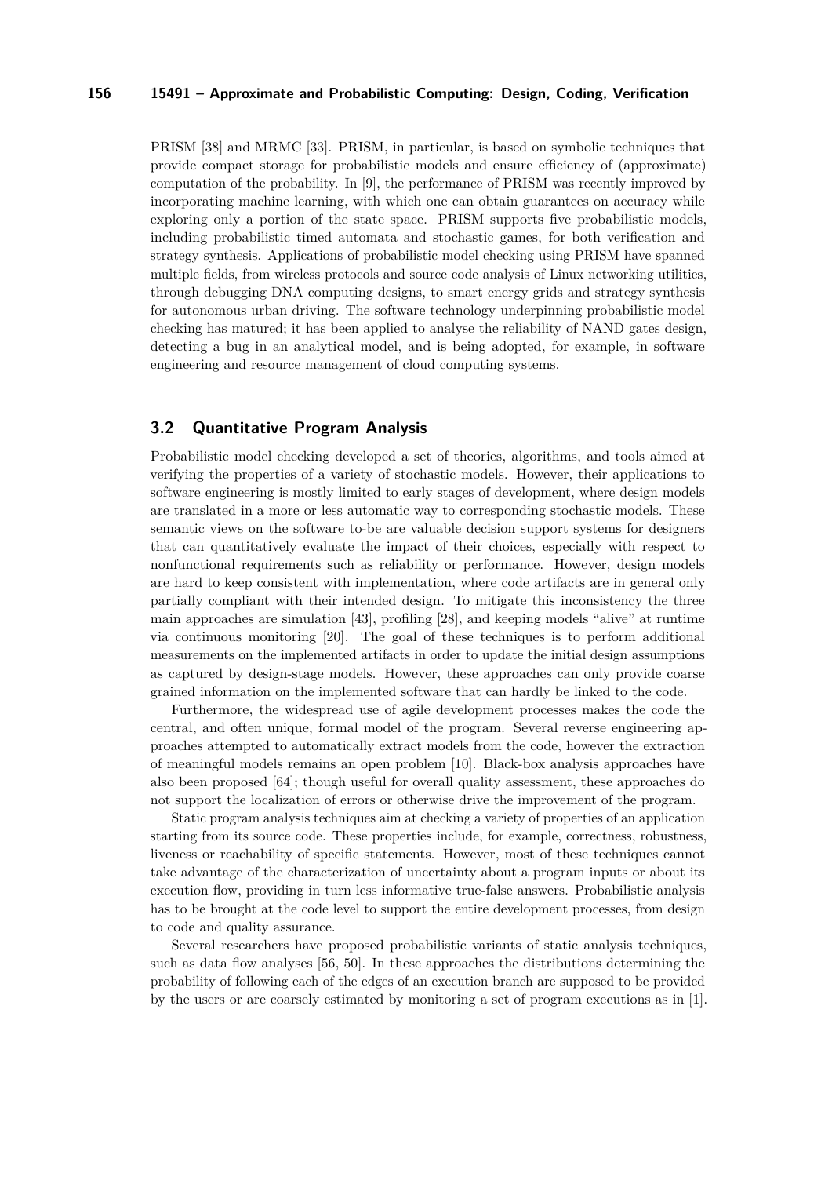PRISM [38] and MRMC [33]. PRISM, in particular, is based on symbolic techniques that provide compact storage for probabilistic models and ensure efficiency of (approximate) computation of the probability. In [9], the performance of PRISM was recently improved by incorporating machine learning, with which one can obtain guarantees on accuracy while exploring only a portion of the state space. PRISM supports five probabilistic models, including probabilistic timed automata and stochastic games, for both verification and strategy synthesis. Applications of probabilistic model checking using PRISM have spanned multiple fields, from wireless protocols and source code analysis of Linux networking utilities, through debugging DNA computing designs, to smart energy grids and strategy synthesis for autonomous urban driving. The software technology underpinning probabilistic model checking has matured; it has been applied to analyse the reliability of NAND gates design, detecting a bug in an analytical model, and is being adopted, for example, in software engineering and resource management of cloud computing systems.

## 3.2 Quantitative Program Analysis

Probabilistic model checking developed a set of theories, algorithms, and tools aimed at verifying the properties of a variety of stochastic models. However, their applications to software engineering is mostly limited to early stages of development, where design models are translated in a more or less automatic way to corresponding stochastic models. These semantic views on the software to-be are valuable decision support systems for designers that can quantitatively evaluate the impact of their choices, especially with respect to nonfunctional requirements such as reliability or performance. However, design models are hard to keep consistent with implementation, where code artifacts are in general only partially compliant with their intended design. To mitigate this inconsistency the three main approaches are simulation [43], profiling [28], and keeping models "alive" at runtime via continuous monitoring [20]. The goal of these techniques is to perform additional measurements on the implemented artifacts in order to update the initial design assumptions as captured by design-stage models. However, these approaches can only provide coarse grained information on the implemented software that can hardly be linked to the code.

Furthermore, the widespread use of agile development processes makes the code the central, and often unique, formal model of the program. Several reverse engineering approaches attempted to automatically extract models from the code, however the extraction of meaningful models remains an open problem [10]. Black-box analysis approaches have also been proposed [64]; though useful for overall quality assessment, these approaches do not support the localization of errors or otherwise drive the improvement of the program.

Static program analysis techniques aim at checking a variety of properties of an application starting from its source code. These properties include, for example, correctness, robustness, liveness or reachability of specific statements. However, most of these techniques cannot take advantage of the characterization of uncertainty about a program inputs or about its execution flow, providing in turn less informative true-false answers. Probabilistic analysis has to be brought at the code level to support the entire development processes, from design to code and quality assurance.

Several researchers have proposed probabilistic variants of static analysis techniques, such as data flow analyses [56, 50]. In these approaches the distributions determining the probability of following each of the edges of an execution branch are supposed to be provided by the users or are coarsely estimated by monitoring a set of program executions as in [1].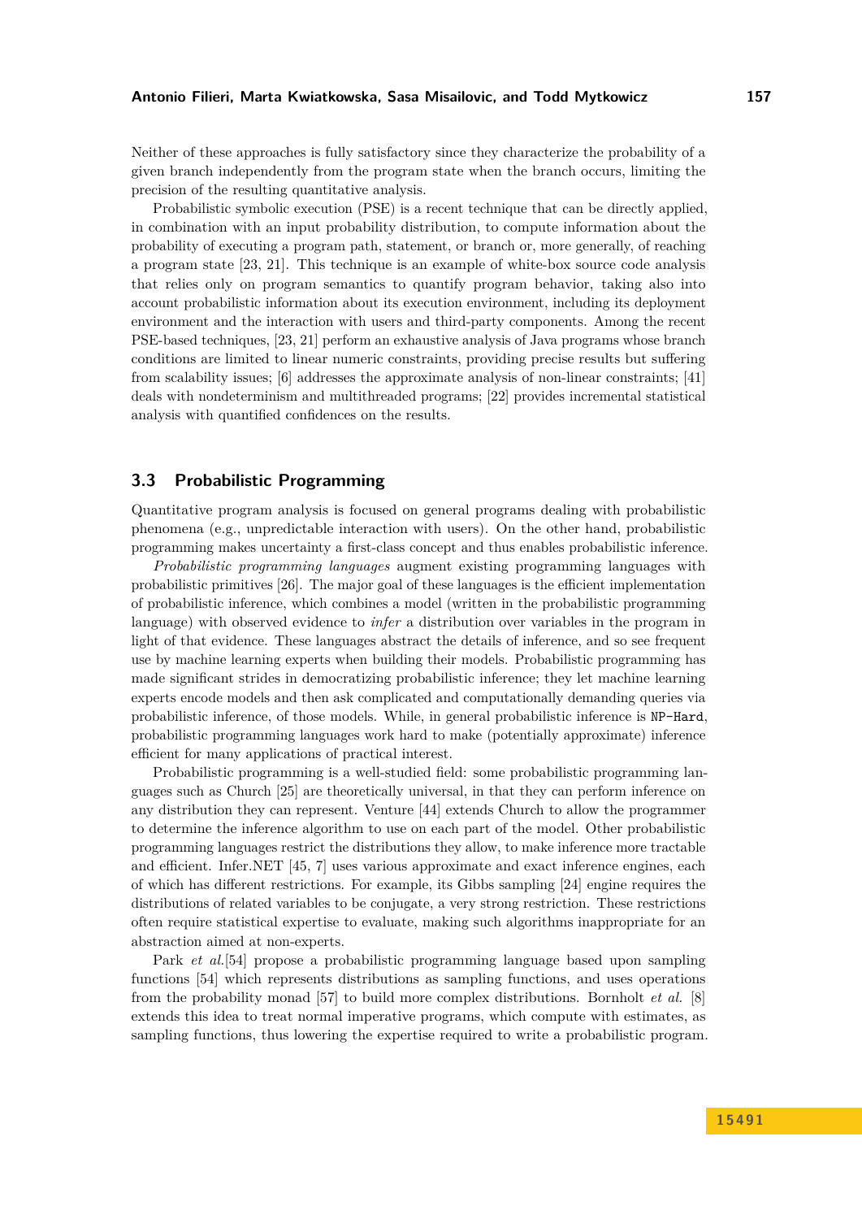Neither of these approaches is fully satisfactory since they characterize the probability of a given branch independently from the program state when the branch occurs, limiting the precision of the resulting quantitative analysis.

Probabilistic symbolic execution (PSE) is a recent technique that can be directly applied, in combination with an input probability distribution, to compute information about the probability of executing a program path, statement, or branch or, more generally, of reaching a program state [23, 21]. This technique is an example of white-box source code analysis that relies only on program semantics to quantify program behavior, taking also into account probabilistic information about its execution environment, including its deployment environment and the interaction with users and third-party components. Among the recent PSE-based techniques, [23, 21] perform an exhaustive analysis of Java programs whose branch conditions are limited to linear numeric constraints, providing precise results but suffering from scalability issues; [6] addresses the approximate analysis of non-linear constraints; [41] deals with nondeterminism and multithreaded programs; [22] provides incremental statistical analysis with quantified confidences on the results.

### 3.3 Probabilistic Programming

Quantitative program analysis is focused on general programs dealing with probabilistic phenomena (e.g., unpredictable interaction with users). On the other hand, probabilistic programming makes uncertainty a first-class concept and thus enables probabilistic inference.

*Probabilistic programming languages* augment existing programming languages with probabilistic primitives [26]. The major goal of these languages is the efficient implementation of probabilistic inference, which combines a model (written in the probabilistic programming language) with observed evidence to *infer* a distribution over variables in the program in light of that evidence. These languages abstract the details of inference, and so see frequent use by machine learning experts when building their models. Probabilistic programming has made significant strides in democratizing probabilistic inference; they let machine learning experts encode models and then ask complicated and computationally demanding queries via probabilistic inference, of those models. While, in general probabilistic inference is `NP-Hard`, probabilistic programming languages work hard to make (potentially approximate) inference efficient for many applications of practical interest.

Probabilistic programming is a well-studied field: some probabilistic programming languages such as Church [25] are theoretically universal, in that they can perform inference on any distribution they can represent. Venture [44] extends Church to allow the programmer to determine the inference algorithm to use on each part of the model. Other probabilistic programming languages restrict the distributions they allow, to make inference more tractable and efficient. Infer.NET [45, 7] uses various approximate and exact inference engines, each of which has different restrictions. For example, its Gibbs sampling [24] engine requires the distributions of related variables to be conjugate, a very strong restriction. These restrictions often require statistical expertise to evaluate, making such algorithms inappropriate for an abstraction aimed at non-experts.

Park *et al.*[54] propose a probabilistic programming language based upon sampling functions [54] which represents distributions as sampling functions, and uses operations from the probability monad [57] to build more complex distributions. Bornholt *et al.* [8] extends this idea to treat normal imperative programs, which compute with estimates, as sampling functions, thus lowering the expertise required to write a probabilistic program.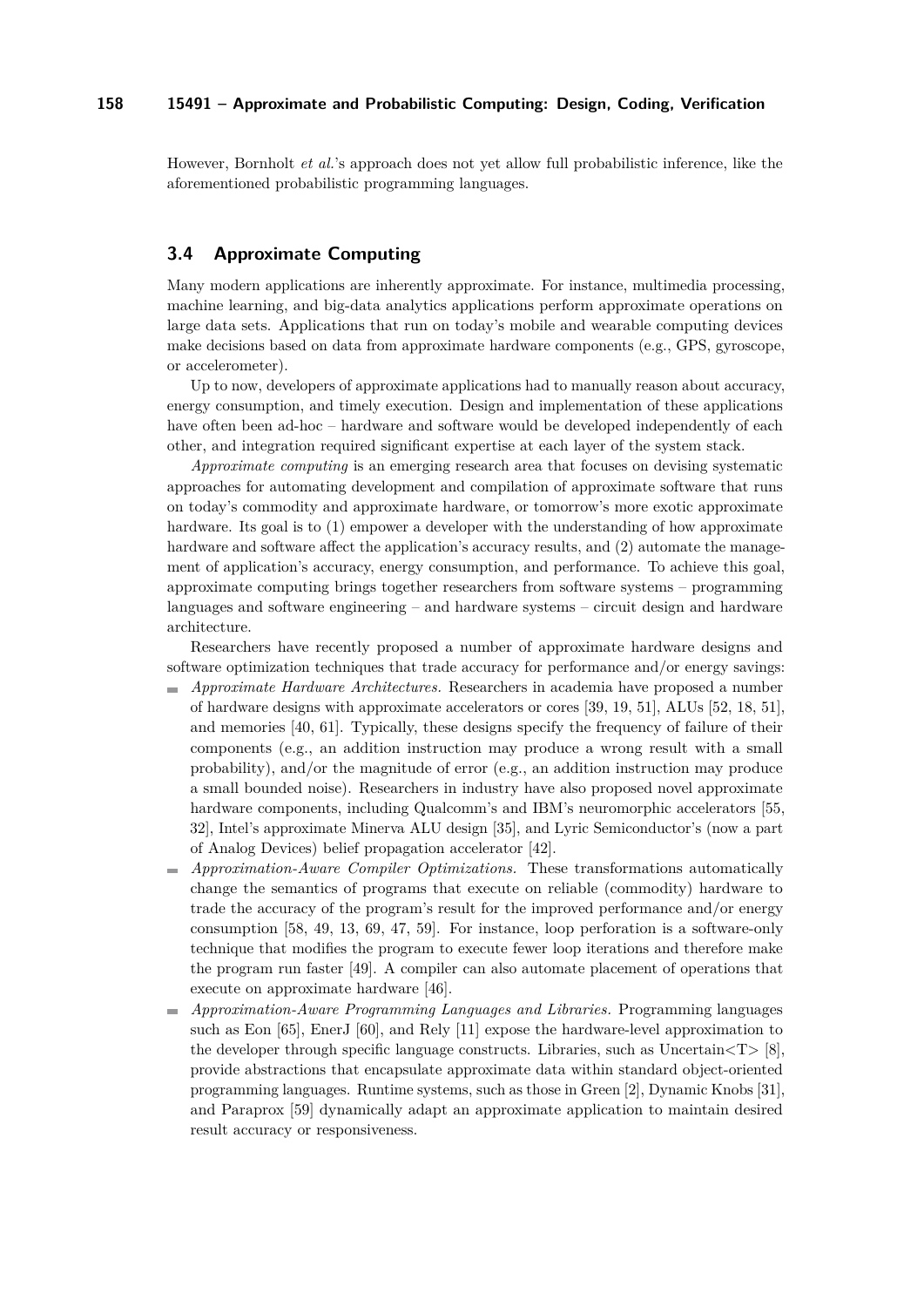However, Bornholt *et al.*'s approach does not yet allow full probabilistic inference, like the aforementioned probabilistic programming languages.

## 3.4 Approximate Computing

Many modern applications are inherently approximate. For instance, multimedia processing, machine learning, and big-data analytics applications perform approximate operations on large data sets. Applications that run on today's mobile and wearable computing devices make decisions based on data from approximate hardware components (e.g., GPS, gyroscope, or accelerometer).

Up to now, developers of approximate applications had to manually reason about accuracy, energy consumption, and timely execution. Design and implementation of these applications have often been ad-hoc – hardware and software would be developed independently of each other, and integration required significant expertise at each layer of the system stack.

*Approximate computing* is an emerging research area that focuses on devising systematic approaches for automating development and compilation of approximate software that runs on today's commodity and approximate hardware, or tomorrow's more exotic approximate hardware. Its goal is to (1) empower a developer with the understanding of how approximate hardware and software affect the application's accuracy results, and (2) automate the management of application's accuracy, energy consumption, and performance. To achieve this goal, approximate computing brings together researchers from software systems – programming languages and software engineering – and hardware systems – circuit design and hardware architecture.

Researchers have recently proposed a number of approximate hardware designs and software optimization techniques that trade accuracy for performance and/or energy savings:

- *Approximate Hardware Architectures.* Researchers in academia have proposed a number of hardware designs with approximate accelerators or cores [39, 19, 51], ALUs [52, 18, 51], and memories [40, 61]. Typically, these designs specify the frequency of failure of their components (e.g., an addition instruction may produce a wrong result with a small probability), and/or the magnitude of error (e.g., an addition instruction may produce a small bounded noise). Researchers in industry have also proposed novel approximate hardware components, including Qualcomm's and IBM's neuromorphic accelerators [55, 32], Intel's approximate Minerva ALU design [35], and Lyric Semiconductor's (now a part of Analog Devices) belief propagation accelerator [42].
- *Approximation-Aware Compiler Optimizations.* These transformations automatically change the semantics of programs that execute on reliable (commodity) hardware to trade the accuracy of the program's result for the improved performance and/or energy consumption [58, 49, 13, 69, 47, 59]. For instance, loop perforation is a software-only technique that modifies the program to execute fewer loop iterations and therefore make the program run faster [49]. A compiler can also automate placement of operations that execute on approximate hardware [46].
- *Approximation-Aware Programming Languages and Libraries.* Programming languages such as Eon [65], EnerJ [60], and Rely [11] expose the hardware-level approximation to the developer through specific language constructs. Libraries, such as Uncertain<T> [8], provide abstractions that encapsulate approximate data within standard object-oriented programming languages. Runtime systems, such as those in Green [2], Dynamic Knobs [31], and Paraprox [59] dynamically adapt an approximate application to maintain desired result accuracy or responsiveness.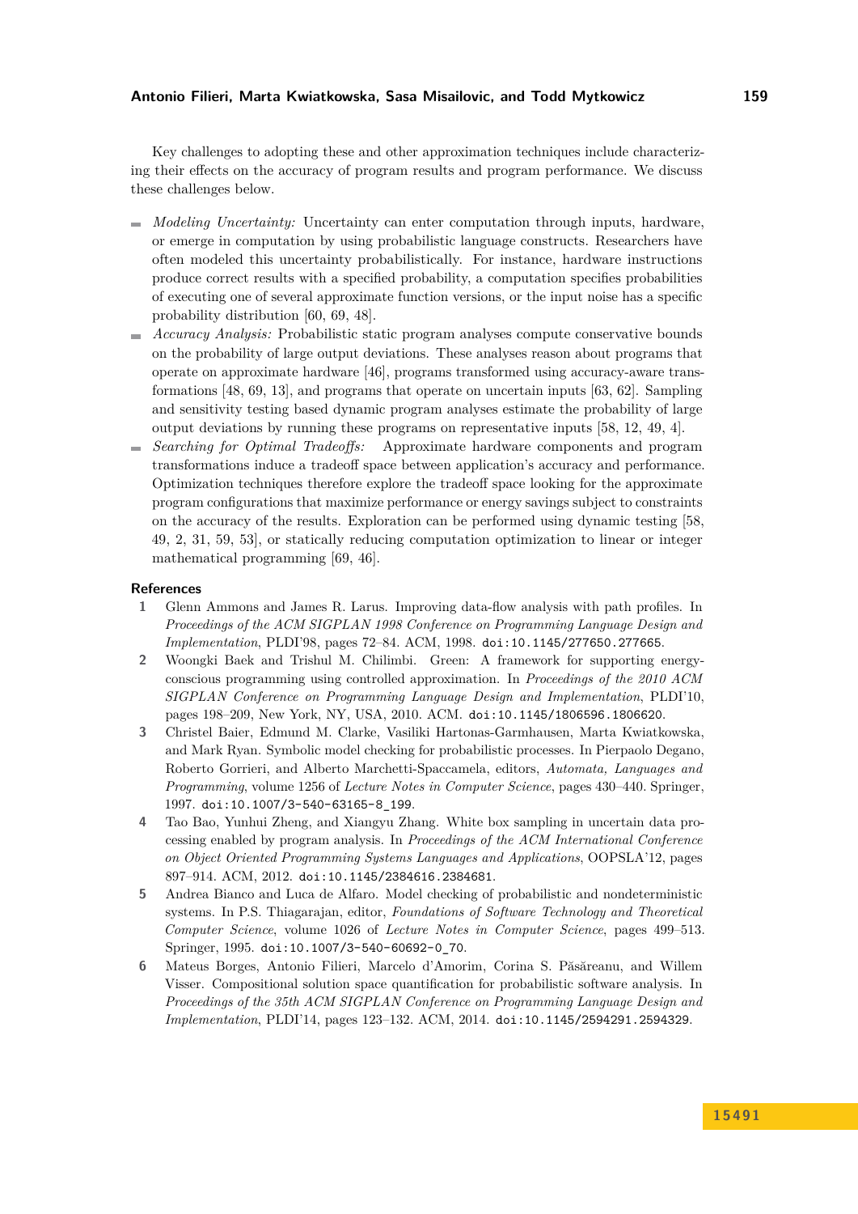Key challenges to adopting these and other approximation techniques include characterizing their effects on the accuracy of program results and program performance. We discuss these challenges below.

- *Modeling Uncertainty:* Uncertainty can enter computation through inputs, hardware, or emerge in computation by using probabilistic language constructs. Researchers have often modeled this uncertainty probabilistically. For instance, hardware instructions produce correct results with a specified probability, a computation specifies probabilities of executing one of several approximate function versions, or the input noise has a specific probability distribution [60, 69, 48].
- *Accuracy Analysis:* Probabilistic static program analyses compute conservative bounds on the probability of large output deviations. These analyses reason about programs that operate on approximate hardware [46], programs transformed using accuracy-aware transformations [48, 69, 13], and programs that operate on uncertain inputs [63, 62]. Sampling and sensitivity testing based dynamic program analyses estimate the probability of large output deviations by running these programs on representative inputs [58, 12, 49, 4].
- *Searching for Optimal Tradeoffs:* Approximate hardware components and program transformations induce a tradeoff space between application's accuracy and performance. Optimization techniques therefore explore the tradeoff space looking for the approximate program configurations that maximize performance or energy savings subject to constraints on the accuracy of the results. Exploration can be performed using dynamic testing [58, 49, 2, 31, 59, 53], or statically reducing computation optimization to linear or integer mathematical programming [69, 46].

## References

1. Glenn Ammons and James R. Larus. Improving data-flow analysis with path profiles. In *Proceedings of the ACM SIGPLAN 1998 Conference on Programming Language Design and Implementation*, PLDI'98, pages 72–84. ACM, 1998. doi:10.1145/277650.277665.
2. Woongki Baek and Trishul M. Chilimbi. Green: A framework for supporting energy-conscious programming using controlled approximation. In *Proceedings of the 2010 ACM SIGPLAN Conference on Programming Language Design and Implementation*, PLDI'10, pages 198–209, New York, NY, USA, 2010. ACM. doi:10.1145/1806596.1806620.
3. Christel Baier, Edmund M. Clarke, Vasiliki Hartonas-Garmhausen, Marta Kwiatkowska, and Mark Ryan. Symbolic model checking for probabilistic processes. In Pierpaolo Degano, Roberto Gorrieri, and Alberto Marchetti-Spaccamela, editors, *Automata, Languages and Programming*, volume 1256 of *Lecture Notes in Computer Science*, pages 430–440. Springer, 1997. doi:10.1007/3-540-63165-8_199.
4. Tao Bao, Yunhui Zheng, and Xiangyu Zhang. White box sampling in uncertain data processing enabled by program analysis. In *Proceedings of the ACM International Conference on Object Oriented Programming Systems Languages and Applications*, OOPSLA'12, pages 897–914. ACM, 2012. doi:10.1145/2384616.2384681.
5. Andrea Bianco and Luca de Alfaro. Model checking of probabilistic and nondeterministic systems. In P.S. Thiagarajan, editor, *Foundations of Software Technology and Theoretical Computer Science*, volume 1026 of *Lecture Notes in Computer Science*, pages 499–513. Springer, 1995. doi:10.1007/3-540-60692-0_70.
6. Mateus Borges, Antonio Filieri, Marcelo d'Amorim, Corina S. Păsăreanu, and Willem Visser. Compositional solution space quantification for probabilistic software analysis. In *Proceedings of the 35th ACM SIGPLAN Conference on Programming Language Design and Implementation*, PLDI'14, pages 123–132. ACM, 2014. doi:10.1145/2594291.2594329.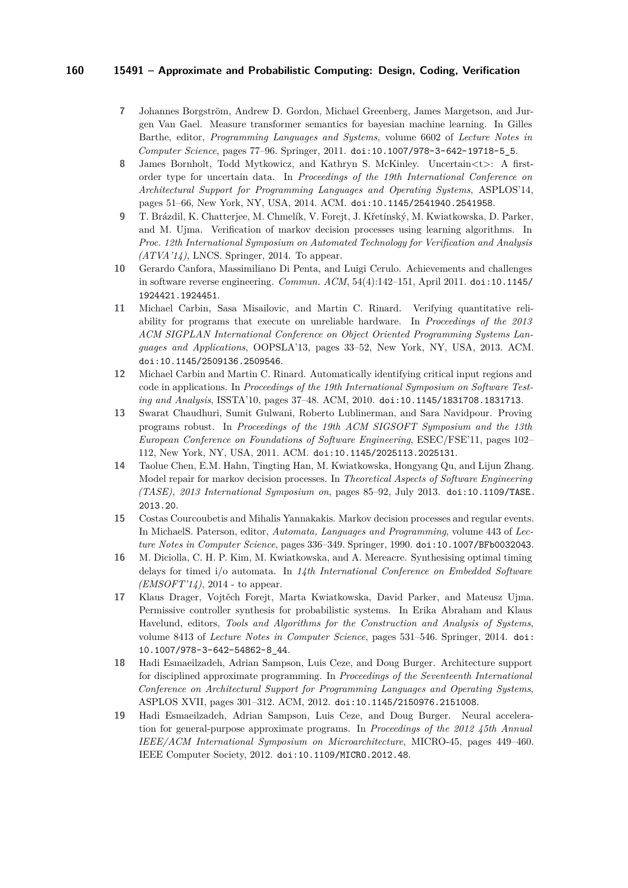7. Johannes Borgström, Andrew D. Gordon, Michael Greenberg, James Margetson, and Jurgen Van Gael. Measure transformer semantics for bayesian machine learning. In Gilles Barthe, editor, *Programming Languages and Systems*, volume 6602 of *Lecture Notes in Computer Science*, pages 77–96. Springer, 2011. doi:10.1007/978-3-642-19718-5_5.
8. James Bornholt, Todd Mytkowicz, and Kathryn S. McKinley. Uncertain<t>: A first-order type for uncertain data. In *Proceedings of the 19th International Conference on Architectural Support for Programming Languages and Operating Systems*, ASPLOS'14, pages 51–66, New York, NY, USA, 2014. ACM. doi:10.1145/2541940.2541958.
9. T. Brázdil, K. Chatterjee, M. Chmelík, V. Forejt, J. Křetínský, M. Kwiatkowska, D. Parker, and M. Ujma. Verification of markov decision processes using learning algorithms. In *Proc. 12th International Symposium on Automated Technology for Verification and Analysis (ATVA'14)*, LNCS. Springer, 2014. To appear.
10. Gerardo Canfora, Massimiliano Di Penta, and Luigi Cerulo. Achievements and challenges in software reverse engineering. *Commun. ACM*, 54(4):142–151, April 2011. doi:10.1145/1924421.1924451.
11. Michael Carbin, Sasa Misailovic, and Martin C. Rinard. Verifying quantitative reliability for programs that execute on unreliable hardware. In *Proceedings of the 2013 ACM SIGPLAN International Conference on Object Oriented Programming Systems Languages and Applications*, OOPSLA'13, pages 33–52, New York, NY, USA, 2013. ACM. doi:10.1145/2509136.2509546.
12. Michael Carbin and Martin C. Rinard. Automatically identifying critical input regions and code in applications. In *Proceedings of the 19th International Symposium on Software Testing and Analysis*, ISSTA'10, pages 37–48. ACM, 2010. doi:10.1145/1831708.1831713.
13. Swarat Chaudhuri, Sumit Gulwani, Roberto Lublinerman, and Sara Navidpour. Proving programs robust. In *Proceedings of the 19th ACM SIGSOFT Symposium and the 13th European Conference on Foundations of Software Engineering*, ESEC/FSE'11, pages 102–112, New York, NY, USA, 2011. ACM. doi:10.1145/2025113.2025131.
14. Taolue Chen, E.M. Hahn, Tingting Han, M. Kwiatkowska, Hongyang Qu, and Lijun Zhang. Model repair for markov decision processes. In *Theoretical Aspects of Software Engineering (TASE), 2013 International Symposium on*, pages 85–92, July 2013. doi:10.1109/TASE.2013.20.
15. Costas Courcoubetis and Mihalis Yannakakis. Markov decision processes and regular events. In MichaelS. Paterson, editor, *Automata, Languages and Programming*, volume 443 of *Lecture Notes in Computer Science*, pages 336–349. Springer, 1990. doi:10.1007/BFb0032043.
16. M. Diciolla, C. H. P. Kim, M. Kwiatkowska, and A. Mereacre. Synthesising optimal timing delays for timed i/o automata. In *14th International Conference on Embedded Software (EMSOFT'14)*, 2014 - to appear.
17. Klaus Drager, Vojtěch Forejt, Marta Kwiatkowska, David Parker, and Mateusz Ujma. Permissive controller synthesis for probabilistic systems. In Erika Abraham and Klaus Havelund, editors, *Tools and Algorithms for the Construction and Analysis of Systems*, volume 8413 of *Lecture Notes in Computer Science*, pages 531–546. Springer, 2014. doi:10.1007/978-3-642-54862-8_44.
18. Hadi Esmaeilzadeh, Adrian Sampson, Luis Ceze, and Doug Burger. Architecture support for disciplined approximate programming. In *Proceedings of the Seventeenth International Conference on Architectural Support for Programming Languages and Operating Systems*, ASPLOS XVII, pages 301–312. ACM, 2012. doi:10.1145/2150976.2151008.
19. Hadi Esmaeilzadeh, Adrian Sampson, Luis Ceze, and Doug Burger. Neural acceleration for general-purpose approximate programs. In *Proceedings of the 2012 45th Annual IEEE/ACM International Symposium on Microarchitecture*, MICRO-45, pages 449–460. IEEE Computer Society, 2012. doi:10.1109/MICRO.2012.48.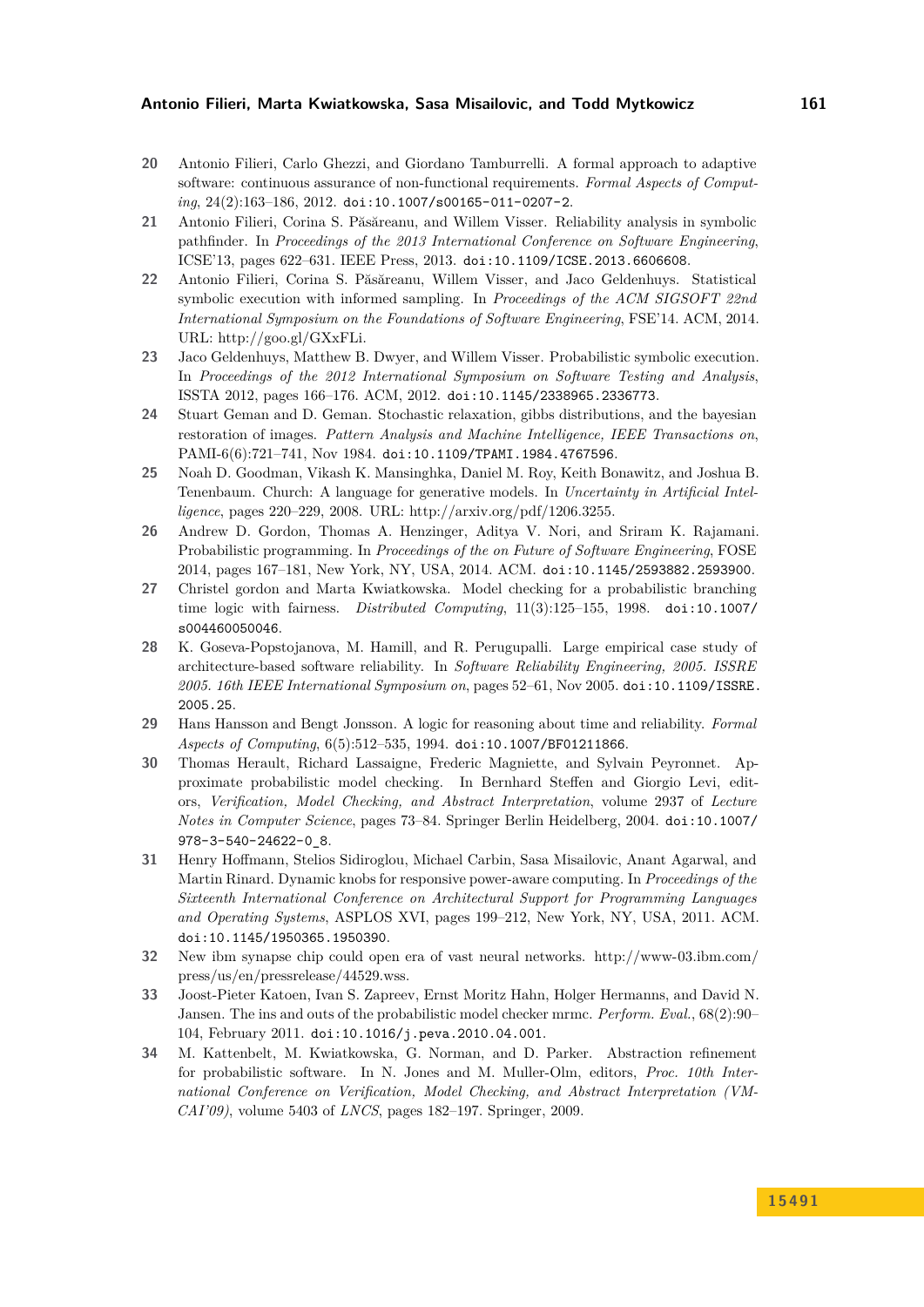**20** Antonio Filieri, Carlo Ghezzi, and Giordano Tamburrelli. A formal approach to adaptive software: continuous assurance of non-functional requirements. *Formal Aspects of Computing*, 24(2):163–186, 2012. doi:10.1007/s00165-011-0207-2.

**21** Antonio Filieri, Corina S. Păsăreanu, and Willem Visser. Reliability analysis in symbolic pathfinder. In *Proceedings of the 2013 International Conference on Software Engineering*, ICSE'13, pages 622–631. IEEE Press, 2013. doi:10.1109/ICSE.2013.6606608.

**22** Antonio Filieri, Corina S. Păsăreanu, Willem Visser, and Jaco Geldenhuys. Statistical symbolic execution with informed sampling. In *Proceedings of the ACM SIGSOFT 22nd International Symposium on the Foundations of Software Engineering*, FSE'14. ACM, 2014. URL: http://goo.gl/GXxFLi.

**23** Jaco Geldenhuys, Matthew B. Dwyer, and Willem Visser. Probabilistic symbolic execution. In *Proceedings of the 2012 International Symposium on Software Testing and Analysis*, ISSTA 2012, pages 166–176. ACM, 2012. doi:10.1145/2338965.2336773.

**24** Stuart Geman and D. Geman. Stochastic relaxation, gibbs distributions, and the bayesian restoration of images. *Pattern Analysis and Machine Intelligence, IEEE Transactions on*, PAMI-6(6):721–741, Nov 1984. doi:10.1109/TPAMI.1984.4767596.

**25** Noah D. Goodman, Vikash K. Mansinghka, Daniel M. Roy, Keith Bonawitz, and Joshua B. Tenenbaum. Church: A language for generative models. In *Uncertainty in Artificial Intelligence*, pages 220–229, 2008. URL: http://arxiv.org/pdf/1206.3255.

**26** Andrew D. Gordon, Thomas A. Henzinger, Aditya V. Nori, and Sriram K. Rajamani. Probabilistic programming. In *Proceedings of the on Future of Software Engineering*, FOSE 2014, pages 167–181, New York, NY, USA, 2014. ACM. doi:10.1145/2593882.2593900.

**27** Christel gordon and Marta Kwiatkowska. Model checking for a probabilistic branching time logic with fairness. *Distributed Computing*, 11(3):125–155, 1998. doi:10.1007/s004460050046.

**28** K. Goseva-Popstojanova, M. Hamill, and R. Perugupalli. Large empirical case study of architecture-based software reliability. In *Software Reliability Engineering, 2005. ISSRE 2005. 16th IEEE International Symposium on*, pages 52–61, Nov 2005. doi:10.1109/ISSRE.2005.25.

**29** Hans Hansson and Bengt Jonsson. A logic for reasoning about time and reliability. *Formal Aspects of Computing*, 6(5):512–535, 1994. doi:10.1007/BF01211866.

**30** Thomas Herault, Richard Lassaigne, Frederic Magniette, and Sylvain Peyronnet. Approximate probabilistic model checking. In Bernhard Steffen and Giorgio Levi, editors, *Verification, Model Checking, and Abstract Interpretation*, volume 2937 of *Lecture Notes in Computer Science*, pages 73–84. Springer Berlin Heidelberg, 2004. doi:10.1007/978-3-540-24622-0_8.

**31** Henry Hoffmann, Stelios Sidiroglou, Michael Carbin, Sasa Misailovic, Anant Agarwal, and Martin Rinard. Dynamic knobs for responsive power-aware computing. In *Proceedings of the Sixteenth International Conference on Architectural Support for Programming Languages and Operating Systems*, ASPLOS XVI, pages 199–212, New York, NY, USA, 2011. ACM. doi:10.1145/1950365.1950390.

**32** New ibm synapse chip could open era of vast neural networks. http://www-03.ibm.com/press/us/en/pressrelease/44529.wss.

**33** Joost-Pieter Katoen, Ivan S. Zapreev, Ernst Moritz Hahn, Holger Hermanns, and David N. Jansen. The ins and outs of the probabilistic model checker mrmc. *Perform. Eval.*, 68(2):90–104, February 2011. doi:10.1016/j.peva.2010.04.001.

**34** M. Kattenbelt, M. Kwiatkowska, G. Norman, and D. Parker. Abstraction refinement for probabilistic software. In N. Jones and M. Muller-Olm, editors, *Proc. 10th International Conference on Verification, Model Checking, and Abstract Interpretation (VMCAI'09)*, volume 5403 of *LNCS*, pages 182–197. Springer, 2009.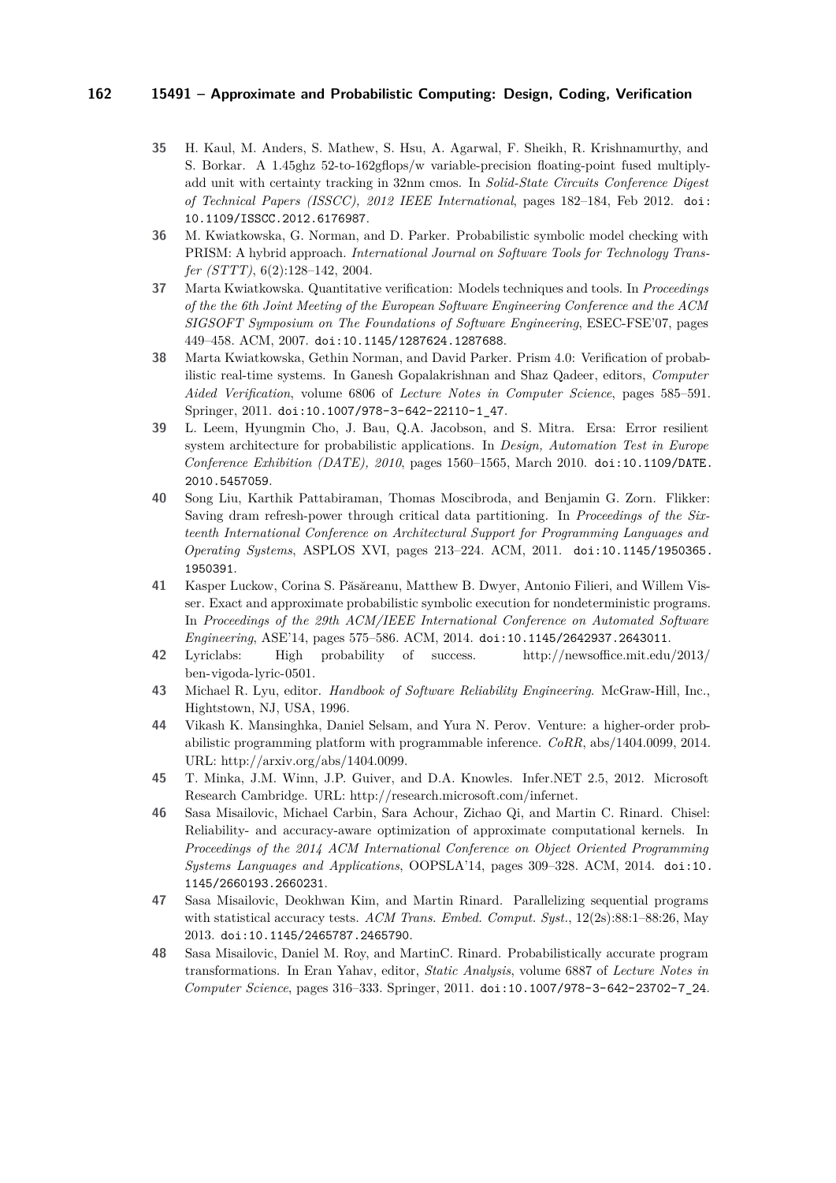35. H. Kaul, M. Anders, S. Mathew, S. Hsu, A. Agarwal, F. Sheikh, R. Krishnamurthy, and S. Borkar. A 1.45ghz 52-to-162gflops/w variable-precision floating-point fused multiply-add unit with certainty tracking in 32nm cmos. In *Solid-State Circuits Conference Digest of Technical Papers (ISSCC), 2012 IEEE International*, pages 182–184, Feb 2012. doi:10.1109/ISSCC.2012.6176987.
36. M. Kwiatkowska, G. Norman, and D. Parker. Probabilistic symbolic model checking with PRISM: A hybrid approach. *International Journal on Software Tools for Technology Transfer (STTT)*, 6(2):128–142, 2004.
37. Marta Kwiatkowska. Quantitative verification: Models techniques and tools. In *Proceedings of the the 6th Joint Meeting of the European Software Engineering Conference and the ACM SIGSOFT Symposium on The Foundations of Software Engineering*, ESEC-FSE'07, pages 449–458. ACM, 2007. doi:10.1145/1287624.1287688.
38. Marta Kwiatkowska, Gethin Norman, and David Parker. Prism 4.0: Verification of probabilistic real-time systems. In Ganesh Gopalakrishnan and Shaz Qadeer, editors, *Computer Aided Verification*, volume 6806 of *Lecture Notes in Computer Science*, pages 585–591. Springer, 2011. doi:10.1007/978-3-642-22110-1_47.
39. L. Leem, Hyungmin Cho, J. Bau, Q.A. Jacobson, and S. Mitra. Ersa: Error resilient system architecture for probabilistic applications. In *Design, Automation Test in Europe Conference Exhibition (DATE), 2010*, pages 1560–1565, March 2010. doi:10.1109/DATE.2010.5457059.
40. Song Liu, Karthik Pattabiraman, Thomas Moscibroda, and Benjamin G. Zorn. Flikker: Saving dram refresh-power through critical data partitioning. In *Proceedings of the Sixteenth International Conference on Architectural Support for Programming Languages and Operating Systems*, ASPLOS XVI, pages 213–224. ACM, 2011. doi:10.1145/1950365.1950391.
41. Kasper Luckow, Corina S. Păsăreanu, Matthew B. Dwyer, Antonio Filieri, and Willem Visser. Exact and approximate probabilistic symbolic execution for nondeterministic programs. In *Proceedings of the 29th ACM/IEEE International Conference on Automated Software Engineering*, ASE'14, pages 575–586. ACM, 2014. doi:10.1145/2642937.2643011.
42. Lyriclabs: High probability of success. http://newsoffice.mit.edu/2013/ben-vigoda-lyric-0501.
43. Michael R. Lyu, editor. *Handbook of Software Reliability Engineering*. McGraw-Hill, Inc., Hightstown, NJ, USA, 1996.
44. Vikash K. Mansinghka, Daniel Selsam, and Yura N. Perov. Venture: a higher-order probabilistic programming platform with programmable inference. *CoRR*, abs/1404.0099, 2014. URL: http://arxiv.org/abs/1404.0099.
45. T. Minka, J.M. Winn, J.P. Guiver, and D.A. Knowles. Infer.NET 2.5, 2012. Microsoft Research Cambridge. URL: http://research.microsoft.com/infernet.
46. Sasa Misailovic, Michael Carbin, Sara Achour, Zichao Qi, and Martin C. Rinard. Chisel: Reliability- and accuracy-aware optimization of approximate computational kernels. In *Proceedings of the 2014 ACM International Conference on Object Oriented Programming Systems Languages and Applications*, OOPSLA'14, pages 309–328. ACM, 2014. doi:10.1145/2660193.2660231.
47. Sasa Misailovic, Deokhwan Kim, and Martin Rinard. Parallelizing sequential programs with statistical accuracy tests. *ACM Trans. Embed. Comput. Syst.*, 12(2s):88:1–88:26, May 2013. doi:10.1145/2465787.2465790.
48. Sasa Misailovic, Daniel M. Roy, and MartinC. Rinard. Probabilistically accurate program transformations. In Eran Yahav, editor, *Static Analysis*, volume 6887 of *Lecture Notes in Computer Science*, pages 316–333. Springer, 2011. doi:10.1007/978-3-642-23702-7_24.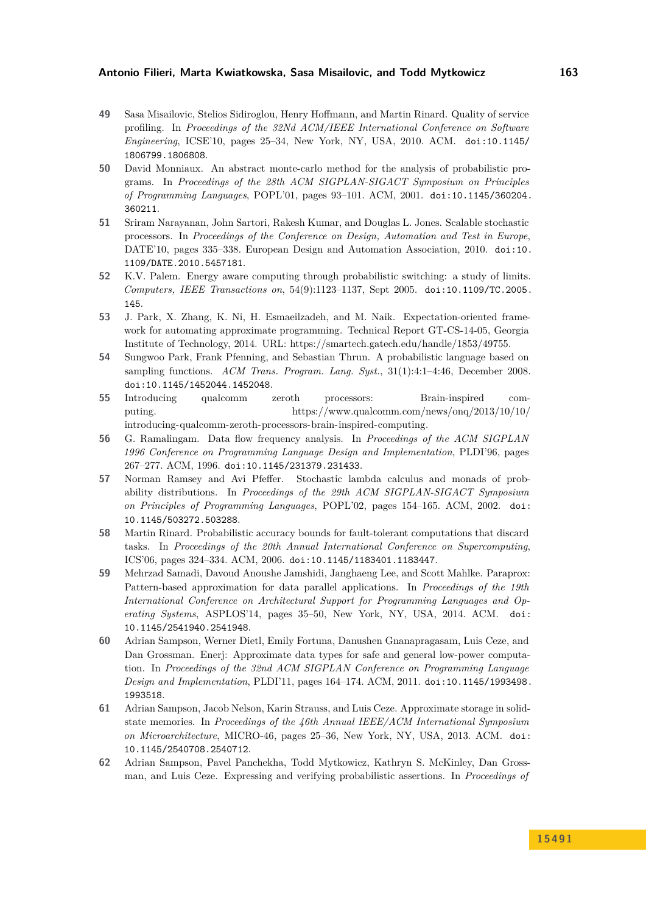**49** Sasa Misailovic, Stelios Sidiroglou, Henry Hoffmann, and Martin Rinard. Quality of service profiling. In *Proceedings of the 32Nd ACM/IEEE International Conference on Software Engineering*, ICSE'10, pages 25–34, New York, NY, USA, 2010. ACM. doi:10.1145/1806799.1806808.

**50** David Monniaux. An abstract monte-carlo method for the analysis of probabilistic programs. In *Proceedings of the 28th ACM SIGPLAN-SIGACT Symposium on Principles of Programming Languages*, POPL'01, pages 93–101. ACM, 2001. doi:10.1145/360204.360211.

**51** Sriram Narayanan, John Sartori, Rakesh Kumar, and Douglas L. Jones. Scalable stochastic processors. In *Proceedings of the Conference on Design, Automation and Test in Europe*, DATE'10, pages 335–338. European Design and Automation Association, 2010. doi:10.1109/DATE.2010.5457181.

**52** K.V. Palem. Energy aware computing through probabilistic switching: a study of limits. *Computers, IEEE Transactions on*, 54(9):1123–1137, Sept 2005. doi:10.1109/TC.2005.145.

**53** J. Park, X. Zhang, K. Ni, H. Esmaeilzadeh, and M. Naik. Expectation-oriented framework for automating approximate programming. Technical Report GT-CS-14-05, Georgia Institute of Technology, 2014. URL: https://smartech.gatech.edu/handle/1853/49755.

**54** Sungwoo Park, Frank Pfenning, and Sebastian Thrun. A probabilistic language based on sampling functions. *ACM Trans. Program. Lang. Syst.*, 31(1):4:1–4:46, December 2008. doi:10.1145/1452044.1452048.

**55** Introducing qualcomm zeroth processors: Brain-inspired computing. https://www.qualcomm.com/news/onq/2013/10/10/introducing-qualcomm-zeroth-processors-brain-inspired-computing.

**56** G. Ramalingam. Data flow frequency analysis. In *Proceedings of the ACM SIGPLAN 1996 Conference on Programming Language Design and Implementation*, PLDI'96, pages 267–277. ACM, 1996. doi:10.1145/231379.231433.

**57** Norman Ramsey and Avi Pfeffer. Stochastic lambda calculus and monads of probability distributions. In *Proceedings of the 29th ACM SIGPLAN-SIGACT Symposium on Principles of Programming Languages*, POPL'02, pages 154–165. ACM, 2002. doi:10.1145/503272.503288.

**58** Martin Rinard. Probabilistic accuracy bounds for fault-tolerant computations that discard tasks. In *Proceedings of the 20th Annual International Conference on Supercomputing*, ICS'06, pages 324–334. ACM, 2006. doi:10.1145/1183401.1183447.

**59** Mehrzad Samadi, Davoud Anoushe Jamshidi, Janghaeng Lee, and Scott Mahlke. Paraprox: Pattern-based approximation for data parallel applications. In *Proceedings of the 19th International Conference on Architectural Support for Programming Languages and Operating Systems*, ASPLOS'14, pages 35–50, New York, NY, USA, 2014. ACM. doi:10.1145/2541940.2541948.

**60** Adrian Sampson, Werner Dietl, Emily Fortuna, Danushen Gnanapragasam, Luis Ceze, and Dan Grossman. Enerj: Approximate data types for safe and general low-power computation. In *Proceedings of the 32nd ACM SIGPLAN Conference on Programming Language Design and Implementation*, PLDI'11, pages 164–174. ACM, 2011. doi:10.1145/1993498.1993518.

**61** Adrian Sampson, Jacob Nelson, Karin Strauss, and Luis Ceze. Approximate storage in solid-state memories. In *Proceedings of the 46th Annual IEEE/ACM International Symposium on Microarchitecture*, MICRO-46, pages 25–36, New York, NY, USA, 2013. ACM. doi:10.1145/2540708.2540712.

**62** Adrian Sampson, Pavel Panchekha, Todd Mytkowicz, Kathryn S. McKinley, Dan Grossman, and Luis Ceze. Expressing and verifying probabilistic assertions. In *Proceedings of*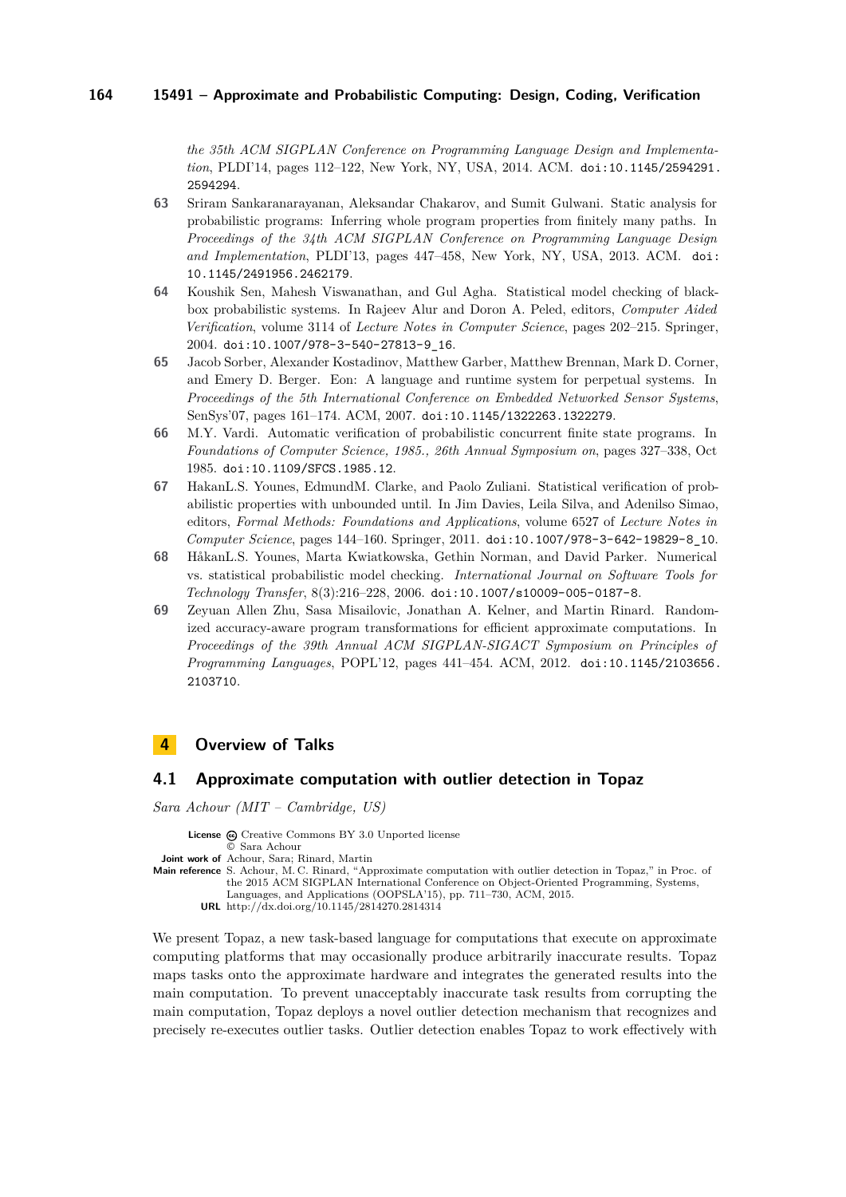the 35th ACM SIGPLAN Conference on Programming Language Design and Implementation*, PLDI'14, pages 112–122, New York, NY, USA, 2014. ACM. doi:10.1145/2594291.2594294.

63 Sriram Sankaranarayanan, Aleksandar Chakarov, and Sumit Gulwani. Static analysis for probabilistic programs: Inferring whole program properties from finitely many paths. In *Proceedings of the 34th ACM SIGPLAN Conference on Programming Language Design and Implementation*, PLDI'13, pages 447–458, New York, NY, USA, 2013. ACM. doi:10.1145/2491956.2462179.

64 Koushik Sen, Mahesh Viswanathan, and Gul Agha. Statistical model checking of black-box probabilistic systems. In Rajeev Alur and Doron A. Peled, editors, *Computer Aided Verification*, volume 3114 of *Lecture Notes in Computer Science*, pages 202–215. Springer, 2004. doi:10.1007/978-3-540-27813-9_16.

65 Jacob Sorber, Alexander Kostadinov, Matthew Garber, Matthew Brennan, Mark D. Corner, and Emery D. Berger. Eon: A language and runtime system for perpetual systems. In *Proceedings of the 5th International Conference on Embedded Networked Sensor Systems*, SenSys'07, pages 161–174. ACM, 2007. doi:10.1145/1322263.1322279.

66 M.Y. Vardi. Automatic verification of probabilistic concurrent finite state programs. In *Foundations of Computer Science, 1985., 26th Annual Symposium on*, pages 327–338, Oct 1985. doi:10.1109/SFCS.1985.12.

67 HakanL.S. Younes, EdmundM. Clarke, and Paolo Zuliani. Statistical verification of probabilistic properties with unbounded until. In Jim Davies, Leila Silva, and Adenilso Simao, editors, *Formal Methods: Foundations and Applications*, volume 6527 of *Lecture Notes in Computer Science*, pages 144–160. Springer, 2011. doi:10.1007/978-3-642-19829-8_10.

68 HåkanL.S. Younes, Marta Kwiatkowska, Gethin Norman, and David Parker. Numerical vs. statistical probabilistic model checking. *International Journal on Software Tools for Technology Transfer*, 8(3):216–228, 2006. doi:10.1007/s10009-005-0187-8.

69 Zeyuan Allen Zhu, Sasa Misailovic, Jonathan A. Kelner, and Martin Rinard. Randomized accuracy-aware program transformations for efficient approximate computations. In *Proceedings of the 39th Annual ACM SIGPLAN-SIGACT Symposium on Principles of Programming Languages*, POPL'12, pages 441–454. ACM, 2012. doi:10.1145/2103656.2103710.

## 4 Overview of Talks

### 4.1 Approximate computation with outlier detection in Topaz

*Sara Achour (MIT – Cambridge, US)*

**License** Creative Commons BY 3.0 Unported license
© Sara Achour
**Joint work of** Achour, Sara; Rinard, Martin
**Main reference** S. Achour, M. C. Rinard, "Approximate computation with outlier detection in Topaz," in Proc. of the 2015 ACM SIGPLAN International Conference on Object-Oriented Programming, Systems, Languages, and Applications (OOPSLA'15), pp. 711–730, ACM, 2015.
**URL** http://dx.doi.org/10.1145/2814270.2814314

We present Topaz, a new task-based language for computations that execute on approximate computing platforms that may occasionally produce arbitrarily inaccurate results. Topaz maps tasks onto the approximate hardware and integrates the generated results into the main computation. To prevent unacceptably inaccurate task results from corrupting the main computation, Topaz deploys a novel outlier detection mechanism that recognizes and precisely re-executes outlier tasks. Outlier detection enables Topaz to work effectively with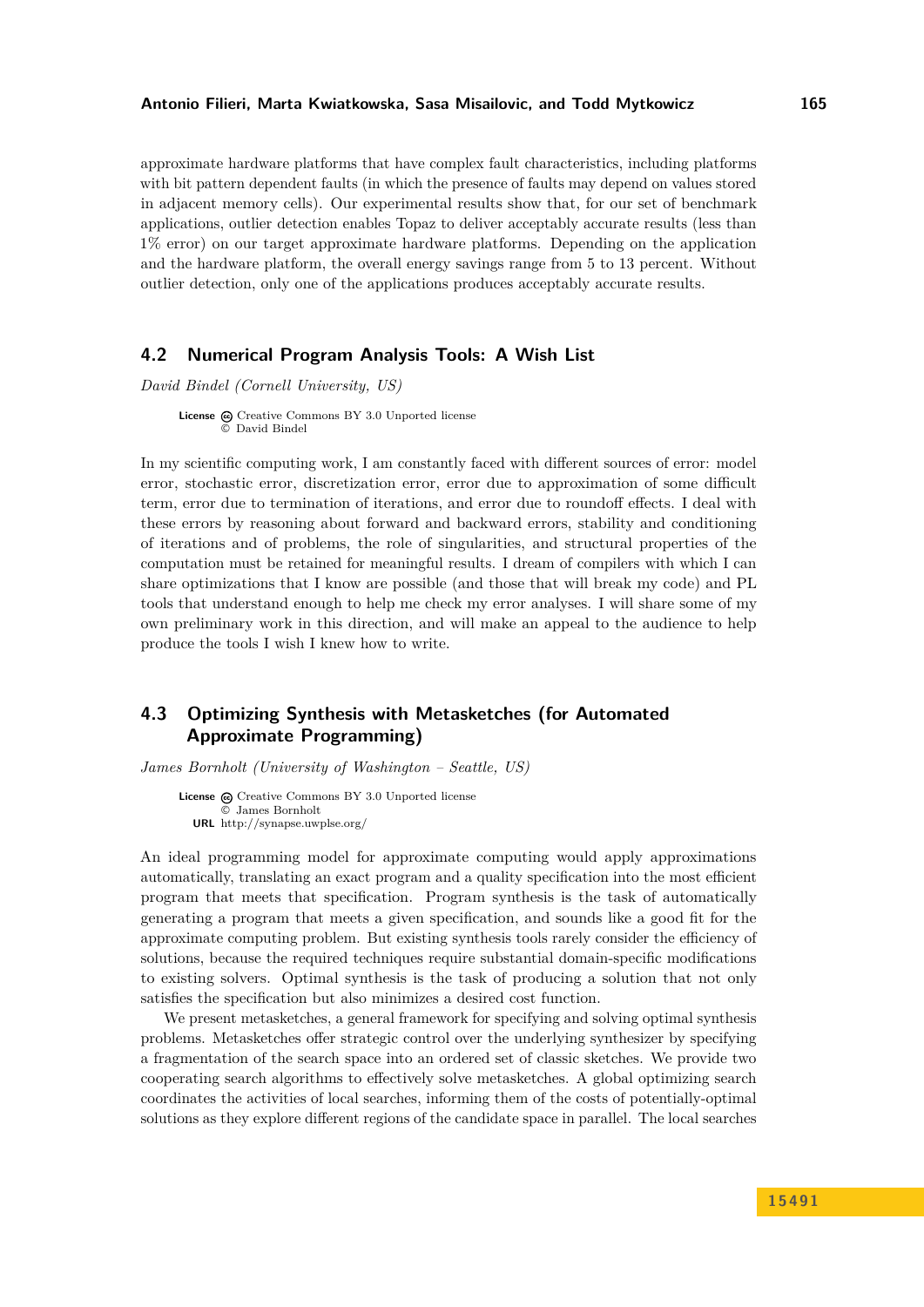approximate hardware platforms that have complex fault characteristics, including platforms with bit pattern dependent faults (in which the presence of faults may depend on values stored in adjacent memory cells). Our experimental results show that, for our set of benchmark applications, outlier detection enables Topaz to deliver acceptably accurate results (less than 1% error) on our target approximate hardware platforms. Depending on the application and the hardware platform, the overall energy savings range from 5 to 13 percent. Without outlier detection, only one of the applications produces acceptably accurate results.

## 4.2 Numerical Program Analysis Tools: A Wish List

*David Bindel (Cornell University, US)*

**License** Creative Commons BY 3.0 Unported license
© David Bindel

In my scientific computing work, I am constantly faced with different sources of error: model error, stochastic error, discretization error, error due to approximation of some difficult term, error due to termination of iterations, and error due to roundoff effects. I deal with these errors by reasoning about forward and backward errors, stability and conditioning of iterations and of problems, the role of singularities, and structural properties of the computation must be retained for meaningful results. I dream of compilers with which I can share optimizations that I know are possible (and those that will break my code) and PL tools that understand enough to help me check my error analyses. I will share some of my own preliminary work in this direction, and will make an appeal to the audience to help produce the tools I wish I knew how to write.

## 4.3 Optimizing Synthesis with Metasketches (for Automated Approximate Programming)

*James Bornholt (University of Washington – Seattle, US)*

**License** Creative Commons BY 3.0 Unported license
© James Bornholt
**URL** http://synapse.uwplse.org/

An ideal programming model for approximate computing would apply approximations automatically, translating an exact program and a quality specification into the most efficient program that meets that specification. Program synthesis is the task of automatically generating a program that meets a given specification, and sounds like a good fit for the approximate computing problem. But existing synthesis tools rarely consider the efficiency of solutions, because the required techniques require substantial domain-specific modifications to existing solvers. Optimal synthesis is the task of producing a solution that not only satisfies the specification but also minimizes a desired cost function.

We present metasketches, a general framework for specifying and solving optimal synthesis problems. Metasketches offer strategic control over the underlying synthesizer by specifying a fragmentation of the search space into an ordered set of classic sketches. We provide two cooperating search algorithms to effectively solve metasketches. A global optimizing search coordinates the activities of local searches, informing them of the costs of potentially-optimal solutions as they explore different regions of the candidate space in parallel. The local searches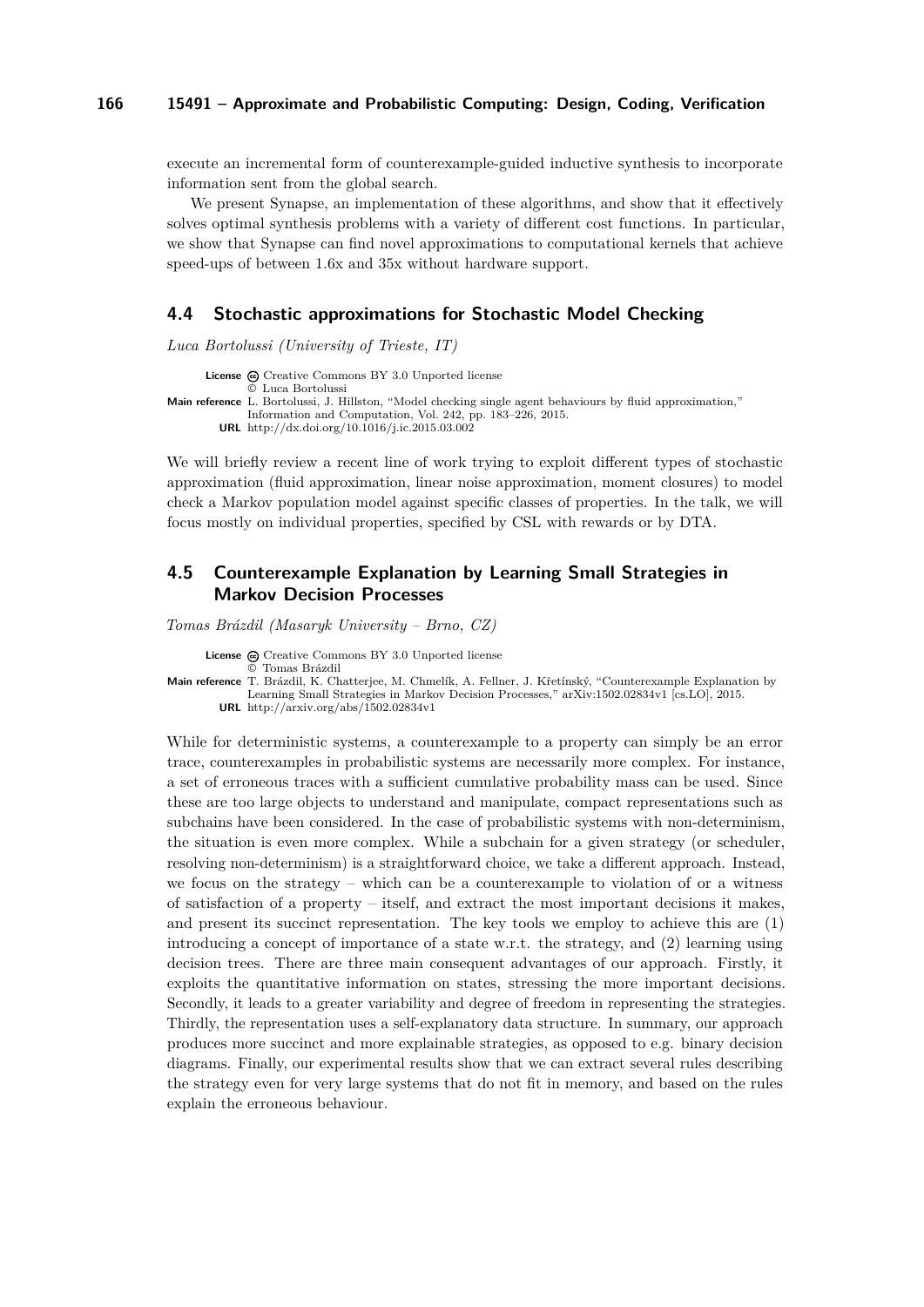execute an incremental form of counterexample-guided inductive synthesis to incorporate information sent from the global search.

We present Synapse, an implementation of these algorithms, and show that it effectively solves optimal synthesis problems with a variety of different cost functions. In particular, we show that Synapse can find novel approximations to computational kernels that achieve speed-ups of between 1.6x and 35x without hardware support.

## 4.4 Stochastic approximations for Stochastic Model Checking

*Luca Bortolussi (University of Trieste, IT)*

**License** Creative Commons BY 3.0 Unported license
© Luca Bortolussi
**Main reference** L. Bortolussi, J. Hillston, "Model checking single agent behaviours by fluid approximation," Information and Computation, Vol. 242, pp. 183–226, 2015.
**URL** http://dx.doi.org/10.1016/j.ic.2015.03.002

We will briefly review a recent line of work trying to exploit different types of stochastic approximation (fluid approximation, linear noise approximation, moment closures) to model check a Markov population model against specific classes of properties. In the talk, we will focus mostly on individual properties, specified by CSL with rewards or by DTA.

## 4.5 Counterexample Explanation by Learning Small Strategies in Markov Decision Processes

*Tomas Brázdil (Masaryk University – Brno, CZ)*

**License** Creative Commons BY 3.0 Unported license
© Tomas Brázdil
**Main reference** T. Brázdil, K. Chatterjee, M. Chmelík, A. Fellner, J. Křetínský, "Counterexample Explanation by Learning Small Strategies in Markov Decision Processes," arXiv:1502.02834v1 [cs.LO], 2015.
**URL** http://arxiv.org/abs/1502.02834v1

While for deterministic systems, a counterexample to a property can simply be an error trace, counterexamples in probabilistic systems are necessarily more complex. For instance, a set of erroneous traces with a sufficient cumulative probability mass can be used. Since these are too large objects to understand and manipulate, compact representations such as subchains have been considered. In the case of probabilistic systems with non-determinism, the situation is even more complex. While a subchain for a given strategy (or scheduler, resolving non-determinism) is a straightforward choice, we take a different approach. Instead, we focus on the strategy – which can be a counterexample to violation of or a witness of satisfaction of a property – itself, and extract the most important decisions it makes, and present its succinct representation. The key tools we employ to achieve this are (1) introducing a concept of importance of a state w.r.t. the strategy, and (2) learning using decision trees. There are three main consequent advantages of our approach. Firstly, it exploits the quantitative information on states, stressing the more important decisions. Secondly, it leads to a greater variability and degree of freedom in representing the strategies. Thirdly, the representation uses a self-explanatory data structure. In summary, our approach produces more succinct and more explainable strategies, as opposed to e.g. binary decision diagrams. Finally, our experimental results show that we can extract several rules describing the strategy even for very large systems that do not fit in memory, and based on the rules explain the erroneous behaviour.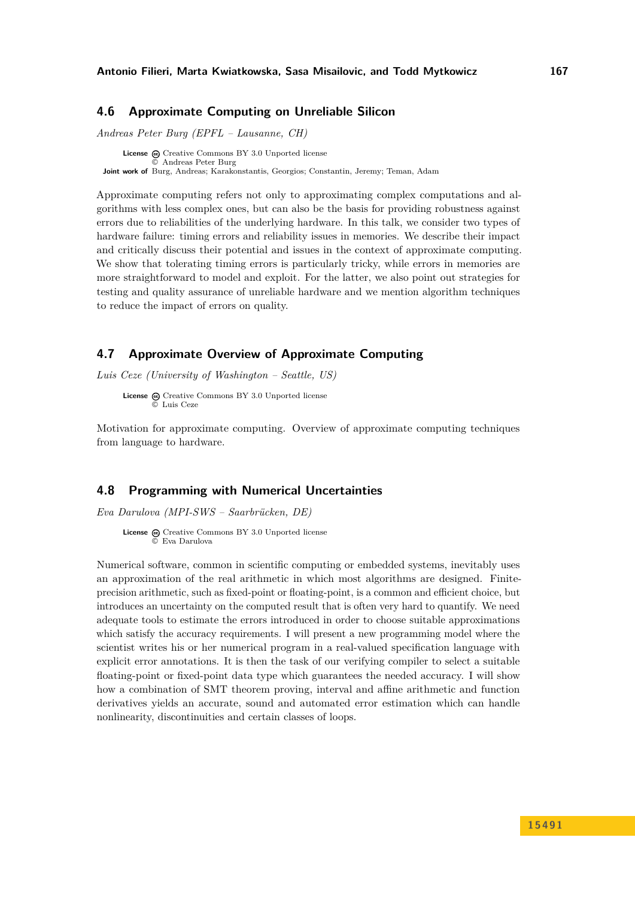## 4.6 Approximate Computing on Unreliable Silicon

*Andreas Peter Burg (EPFL – Lausanne, CH)*

**License** Creative Commons BY 3.0 Unported license
© Andreas Peter Burg
**Joint work of** Burg, Andreas; Karakonstantis, Georgios; Constantin, Jeremy; Teman, Adam

Approximate computing refers not only to approximating complex computations and algorithms with less complex ones, but can also be the basis for providing robustness against errors due to reliabilities of the underlying hardware. In this talk, we consider two types of hardware failure: timing errors and reliability issues in memories. We describe their impact and critically discuss their potential and issues in the context of approximate computing. We show that tolerating timing errors is particularly tricky, while errors in memories are more straightforward to model and exploit. For the latter, we also point out strategies for testing and quality assurance of unreliable hardware and we mention algorithm techniques to reduce the impact of errors on quality.

## 4.7 Approximate Overview of Approximate Computing

*Luis Ceze (University of Washington – Seattle, US)*

**License** Creative Commons BY 3.0 Unported license
© Luis Ceze

Motivation for approximate computing. Overview of approximate computing techniques from language to hardware.

## 4.8 Programming with Numerical Uncertainties

*Eva Darulova (MPI-SWS – Saarbrücken, DE)*

**License** Creative Commons BY 3.0 Unported license
© Eva Darulova

Numerical software, common in scientific computing or embedded systems, inevitably uses an approximation of the real arithmetic in which most algorithms are designed. Finite-precision arithmetic, such as fixed-point or floating-point, is a common and efficient choice, but introduces an uncertainty on the computed result that is often very hard to quantify. We need adequate tools to estimate the errors introduced in order to choose suitable approximations which satisfy the accuracy requirements. I will present a new programming model where the scientist writes his or her numerical program in a real-valued specification language with explicit error annotations. It is then the task of our verifying compiler to select a suitable floating-point or fixed-point data type which guarantees the needed accuracy. I will show how a combination of SMT theorem proving, interval and affine arithmetic and function derivatives yields an accurate, sound and automated error estimation which can handle nonlinearity, discontinuities and certain classes of loops.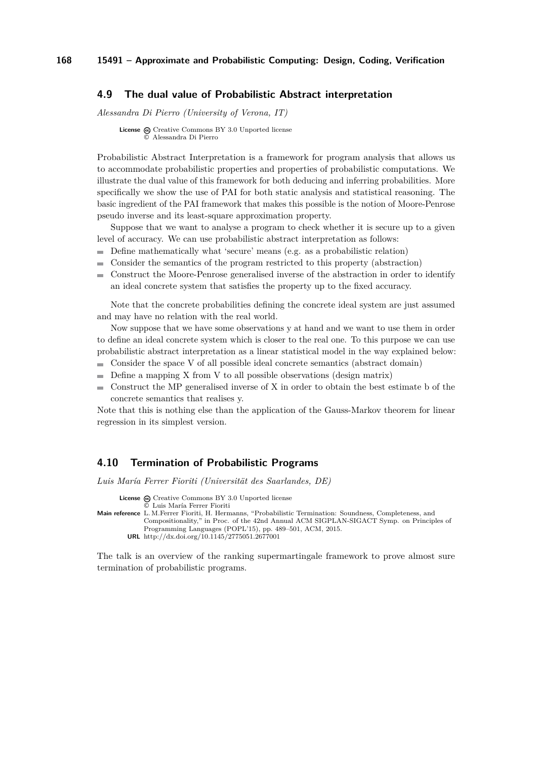## 4.9 The dual value of Probabilistic Abstract interpretation

*Alessandra Di Pierro (University of Verona, IT)*

**License** Creative Commons BY 3.0 Unported license
© Alessandra Di Pierro

Probabilistic Abstract Interpretation is a framework for program analysis that allows us to accommodate probabilistic properties and properties of probabilistic computations. We illustrate the dual value of this framework for both deducing and inferring probabilities. More specifically we show the use of PAI for both static analysis and statistical reasoning. The basic ingredient of the PAI framework that makes this possible is the notion of Moore-Penrose pseudo inverse and its least-square approximation property.

Suppose that we want to analyse a program to check whether it is secure up to a given level of accuracy. We can use probabilistic abstract interpretation as follows:

- Define mathematically what 'secure' means (e.g. as a probabilistic relation)
- Consider the semantics of the program restricted to this property (abstraction)
- Construct the Moore-Penrose generalised inverse of the abstraction in order to identify an ideal concrete system that satisfies the property up to the fixed accuracy.

Note that the concrete probabilities defining the concrete ideal system are just assumed and may have no relation with the real world.

Now suppose that we have some observations y at hand and we want to use them in order to define an ideal concrete system which is closer to the real one. To this purpose we can use probabilistic abstract interpretation as a linear statistical model in the way explained below:

- Consider the space V of all possible ideal concrete semantics (abstract domain)
- Define a mapping X from V to all possible observations (design matrix)
- Construct the MP generalised inverse of X in order to obtain the best estimate b of the concrete semantics that realises y.

Note that this is nothing else than the application of the Gauss-Markov theorem for linear regression in its simplest version.

## 4.10 Termination of Probabilistic Programs

*Luis María Ferrer Fioriti (Universität des Saarlandes, DE)*

**License** Creative Commons BY 3.0 Unported license
© Luis María Ferrer Fioriti

**Main reference** L. M.Ferrer Fioriti, H. Hermanns, "Probabilistic Termination: Soundness, Completeness, and Compositionality," in Proc. of the 42nd Annual ACM SIGPLAN-SIGACT Symp. on Principles of Programming Languages (POPL'15), pp. 489–501, ACM, 2015.

**URL** http://dx.doi.org/10.1145/2775051.2677001

The talk is an overview of the ranking supermartingale framework to prove almost sure termination of probabilistic programs.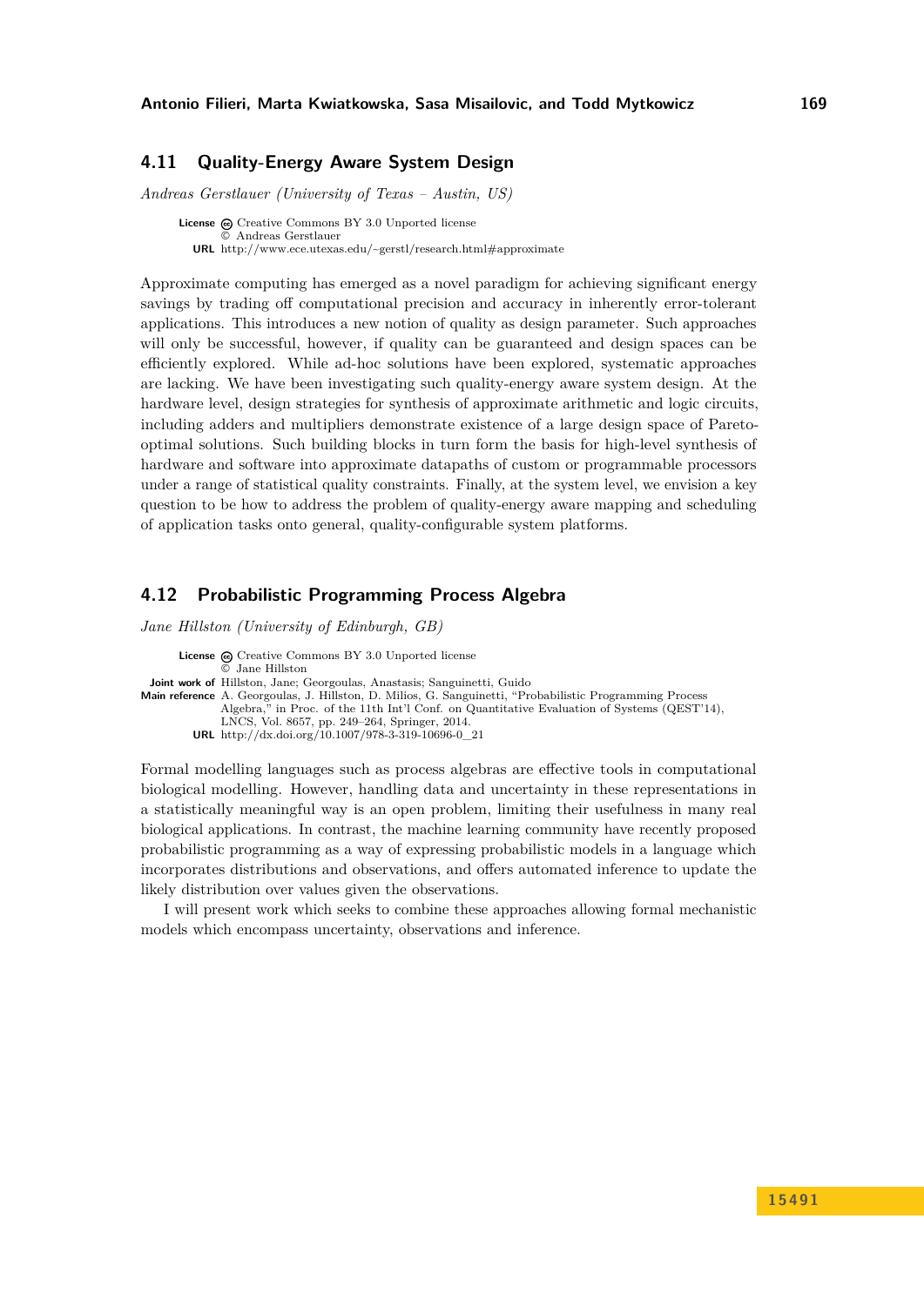## 4.11 Quality-Energy Aware System Design

*Andreas Gerstlauer (University of Texas – Austin, US)*

**License** Creative Commons BY 3.0 Unported license
© Andreas Gerstlauer
**URL** http://www.ece.utexas.edu/~gerstl/research.html#approximate

Approximate computing has emerged as a novel paradigm for achieving significant energy savings by trading off computational precision and accuracy in inherently error-tolerant applications. This introduces a new notion of quality as design parameter. Such approaches will only be successful, however, if quality can be guaranteed and design spaces can be efficiently explored. While ad-hoc solutions have been explored, systematic approaches are lacking. We have been investigating such quality-energy aware system design. At the hardware level, design strategies for synthesis of approximate arithmetic and logic circuits, including adders and multipliers demonstrate existence of a large design space of Pareto-optimal solutions. Such building blocks in turn form the basis for high-level synthesis of hardware and software into approximate datapaths of custom or programmable processors under a range of statistical quality constraints. Finally, at the system level, we envision a key question to be how to address the problem of quality-energy aware mapping and scheduling of application tasks onto general, quality-configurable system platforms.

## 4.12 Probabilistic Programming Process Algebra

*Jane Hillston (University of Edinburgh, GB)*

**License** Creative Commons BY 3.0 Unported license
© Jane Hillston
**Joint work of** Hillston, Jane; Georgoulas, Anastasis; Sanguinetti, Guido
**Main reference** A. Georgoulas, J. Hillston, D. Milios, G. Sanguinetti, "Probabilistic Programming Process Algebra," in Proc. of the 11th Int'l Conf. on Quantitative Evaluation of Systems (QEST'14), LNCS, Vol. 8657, pp. 249–264, Springer, 2014.
**URL** http://dx.doi.org/10.1007/978-3-319-10696-0_21

Formal modelling languages such as process algebras are effective tools in computational biological modelling. However, handling data and uncertainty in these representations in a statistically meaningful way is an open problem, limiting their usefulness in many real biological applications. In contrast, the machine learning community have recently proposed probabilistic programming as a way of expressing probabilistic models in a language which incorporates distributions and observations, and offers automated inference to update the likely distribution over values given the observations.

I will present work which seeks to combine these approaches allowing formal mechanistic models which encompass uncertainty, observations and inference.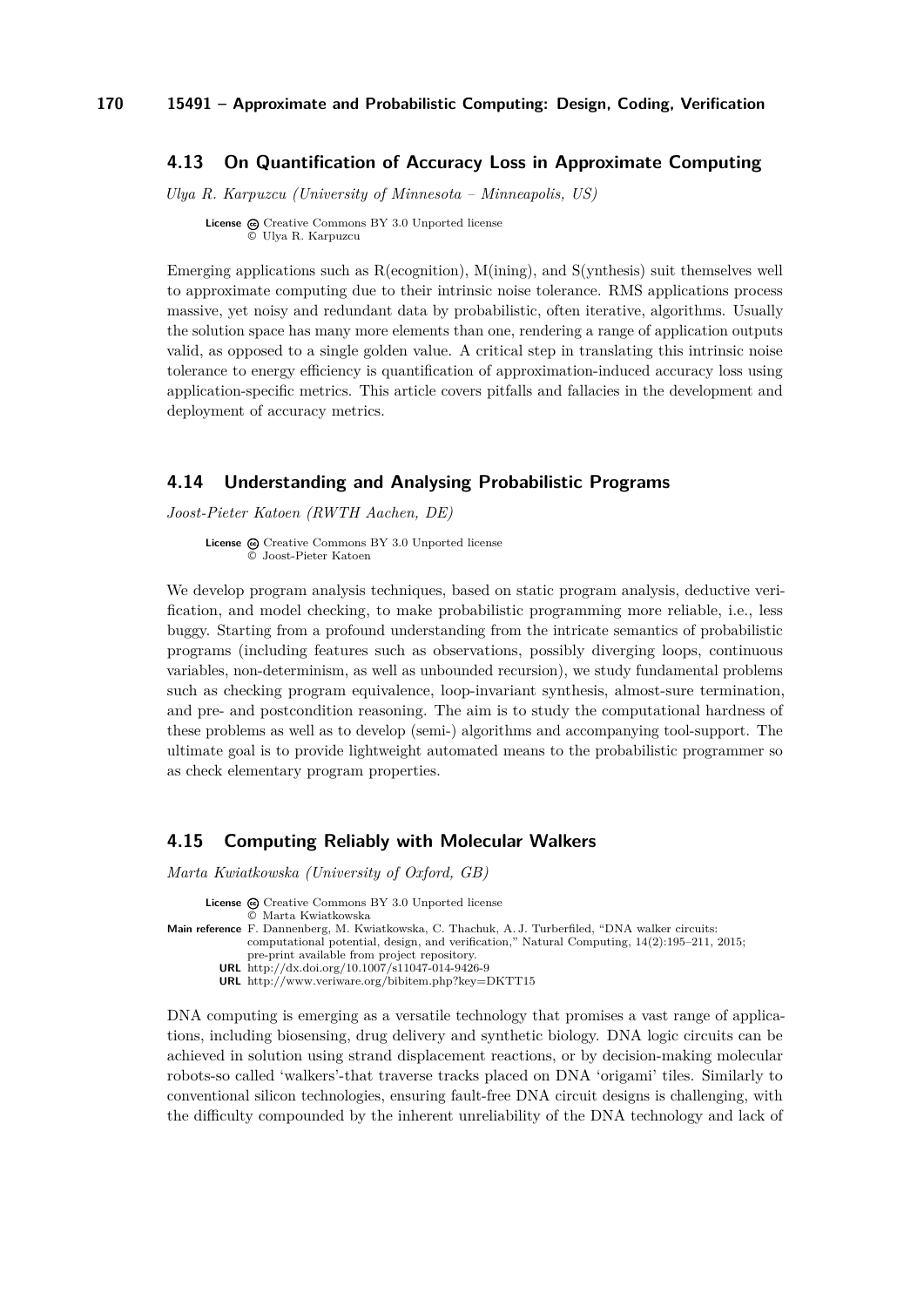## 4.13 On Quantification of Accuracy Loss in Approximate Computing

*Ulya R. Karpuzcu (University of Minnesota – Minneapolis, US)*

**License** Creative Commons BY 3.0 Unported license
© Ulya R. Karpuzcu

Emerging applications such as R(ecognition), M(ining), and S(ynthesis) suit themselves well to approximate computing due to their intrinsic noise tolerance. RMS applications process massive, yet noisy and redundant data by probabilistic, often iterative, algorithms. Usually the solution space has many more elements than one, rendering a range of application outputs valid, as opposed to a single golden value. A critical step in translating this intrinsic noise tolerance to energy efficiency is quantification of approximation-induced accuracy loss using application-specific metrics. This article covers pitfalls and fallacies in the development and deployment of accuracy metrics.

## 4.14 Understanding and Analysing Probabilistic Programs

*Joost-Pieter Katoen (RWTH Aachen, DE)*

**License** Creative Commons BY 3.0 Unported license
© Joost-Pieter Katoen

We develop program analysis techniques, based on static program analysis, deductive verification, and model checking, to make probabilistic programming more reliable, i.e., less buggy. Starting from a profound understanding from the intricate semantics of probabilistic programs (including features such as observations, possibly diverging loops, continuous variables, non-determinism, as well as unbounded recursion), we study fundamental problems such as checking program equivalence, loop-invariant synthesis, almost-sure termination, and pre- and postcondition reasoning. The aim is to study the computational hardness of these problems as well as to develop (semi-) algorithms and accompanying tool-support. The ultimate goal is to provide lightweight automated means to the probabilistic programmer so as check elementary program properties.

## 4.15 Computing Reliably with Molecular Walkers

*Marta Kwiatkowska (University of Oxford, GB)*

**License** Creative Commons BY 3.0 Unported license
© Marta Kwiatkowska

**Main reference** F. Dannenberg, M. Kwiatkowska, C. Thachuk, A. J. Turberfiled, "DNA walker circuits: computational potential, design, and verification," Natural Computing, 14(2):195–211, 2015; pre-print available from project repository.

**URL** http://dx.doi.org/10.1007/s11047-014-9426-9

**URL** http://www.veriware.org/bibitem.php?key=DKTT15

DNA computing is emerging as a versatile technology that promises a vast range of applications, including biosensing, drug delivery and synthetic biology. DNA logic circuits can be achieved in solution using strand displacement reactions, or by decision-making molecular robots-so called 'walkers'-that traverse tracks placed on DNA 'origami' tiles. Similarly to conventional silicon technologies, ensuring fault-free DNA circuit designs is challenging, with the difficulty compounded by the inherent unreliability of the DNA technology and lack of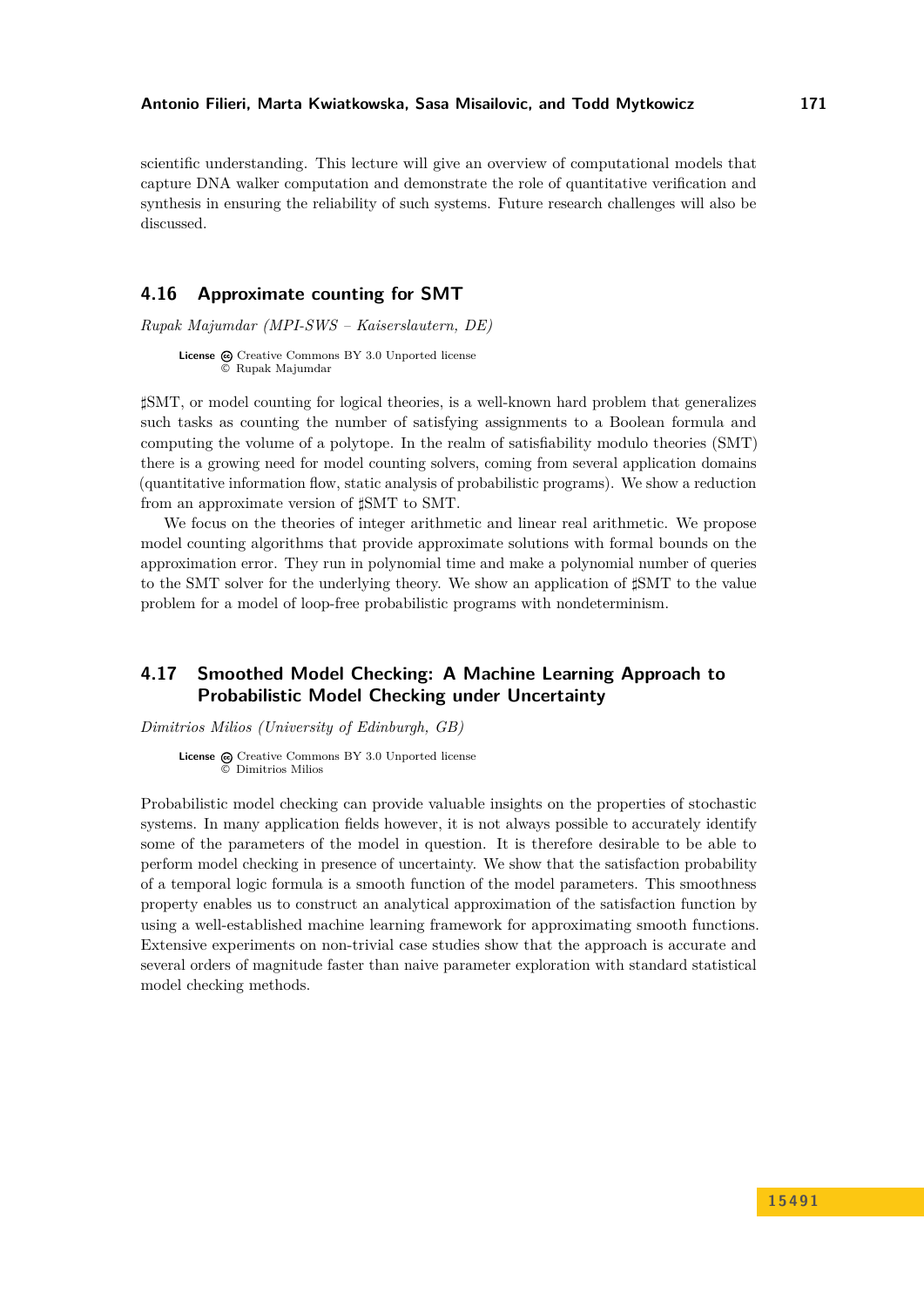scientific understanding. This lecture will give an overview of computational models that capture DNA walker computation and demonstrate the role of quantitative verification and synthesis in ensuring the reliability of such systems. Future research challenges will also be discussed.

### 4.16 Approximate counting for SMT

*Rupak Majumdar (MPI-SWS – Kaiserslautern, DE)*

**License** Creative Commons BY 3.0 Unported license
© Rupak Majumdar

♯SMT, or model counting for logical theories, is a well-known hard problem that generalizes such tasks as counting the number of satisfying assignments to a Boolean formula and computing the volume of a polytope. In the realm of satisfiability modulo theories (SMT) there is a growing need for model counting solvers, coming from several application domains (quantitative information flow, static analysis of probabilistic programs). We show a reduction from an approximate version of ♯SMT to SMT.

We focus on the theories of integer arithmetic and linear real arithmetic. We propose model counting algorithms that provide approximate solutions with formal bounds on the approximation error. They run in polynomial time and make a polynomial number of queries to the SMT solver for the underlying theory. We show an application of ♯SMT to the value problem for a model of loop-free probabilistic programs with nondeterminism.

### 4.17 Smoothed Model Checking: A Machine Learning Approach to Probabilistic Model Checking under Uncertainty

*Dimitrios Milios (University of Edinburgh, GB)*

**License** Creative Commons BY 3.0 Unported license
© Dimitrios Milios

Probabilistic model checking can provide valuable insights on the properties of stochastic systems. In many application fields however, it is not always possible to accurately identify some of the parameters of the model in question. It is therefore desirable to be able to perform model checking in presence of uncertainty. We show that the satisfaction probability of a temporal logic formula is a smooth function of the model parameters. This smoothness property enables us to construct an analytical approximation of the satisfaction function by using a well-established machine learning framework for approximating smooth functions. Extensive experiments on non-trivial case studies show that the approach is accurate and several orders of magnitude faster than naive parameter exploration with standard statistical model checking methods.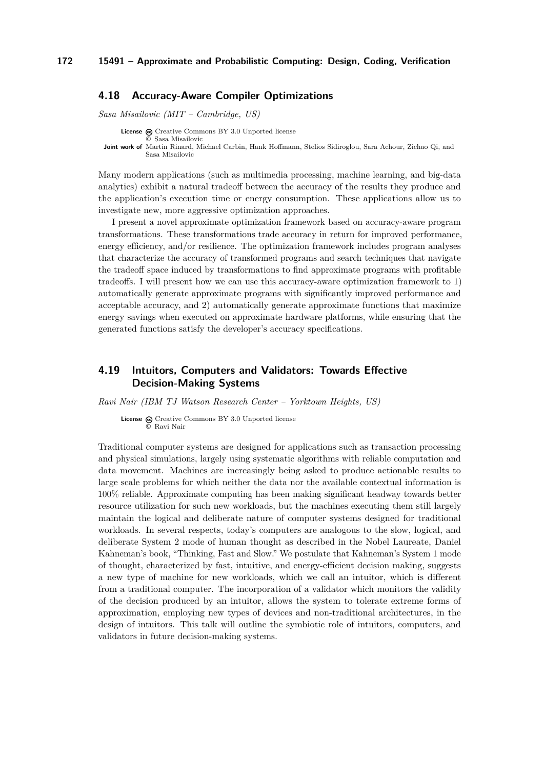## 4.18 Accuracy-Aware Compiler Optimizations

*Sasa Misailovic (MIT – Cambridge, US)*

**License** Creative Commons BY 3.0 Unported license
© Sasa Misailovic
**Joint work of** Martin Rinard, Michael Carbin, Hank Hoffmann, Stelios Sidiroglou, Sara Achour, Zichao Qi, and Sasa Misailovic

Many modern applications (such as multimedia processing, machine learning, and big-data analytics) exhibit a natural tradeoff between the accuracy of the results they produce and the application's execution time or energy consumption. These applications allow us to investigate new, more aggressive optimization approaches.

I present a novel approximate optimization framework based on accuracy-aware program transformations. These transformations trade accuracy in return for improved performance, energy efficiency, and/or resilience. The optimization framework includes program analyses that characterize the accuracy of transformed programs and search techniques that navigate the tradeoff space induced by transformations to find approximate programs with profitable tradeoffs. I will present how we can use this accuracy-aware optimization framework to 1) automatically generate approximate programs with significantly improved performance and acceptable accuracy, and 2) automatically generate approximate functions that maximize energy savings when executed on approximate hardware platforms, while ensuring that the generated functions satisfy the developer's accuracy specifications.

## 4.19 Intuitors, Computers and Validators: Towards Effective Decision-Making Systems

*Ravi Nair (IBM TJ Watson Research Center – Yorktown Heights, US)*

**License** Creative Commons BY 3.0 Unported license
© Ravi Nair

Traditional computer systems are designed for applications such as transaction processing and physical simulations, largely using systematic algorithms with reliable computation and data movement. Machines are increasingly being asked to produce actionable results to large scale problems for which neither the data nor the available contextual information is 100% reliable. Approximate computing has been making significant headway towards better resource utilization for such new workloads, but the machines executing them still largely maintain the logical and deliberate nature of computer systems designed for traditional workloads. In several respects, today's computers are analogous to the slow, logical, and deliberate System 2 mode of human thought as described in the Nobel Laureate, Daniel Kahneman's book, "Thinking, Fast and Slow." We postulate that Kahneman's System 1 mode of thought, characterized by fast, intuitive, and energy-efficient decision making, suggests a new type of machine for new workloads, which we call an intuitor, which is different from a traditional computer. The incorporation of a validator which monitors the validity of the decision produced by an intuitor, allows the system to tolerate extreme forms of approximation, employing new types of devices and non-traditional architectures, in the design of intuitors. This talk will outline the symbiotic role of intuitors, computers, and validators in future decision-making systems.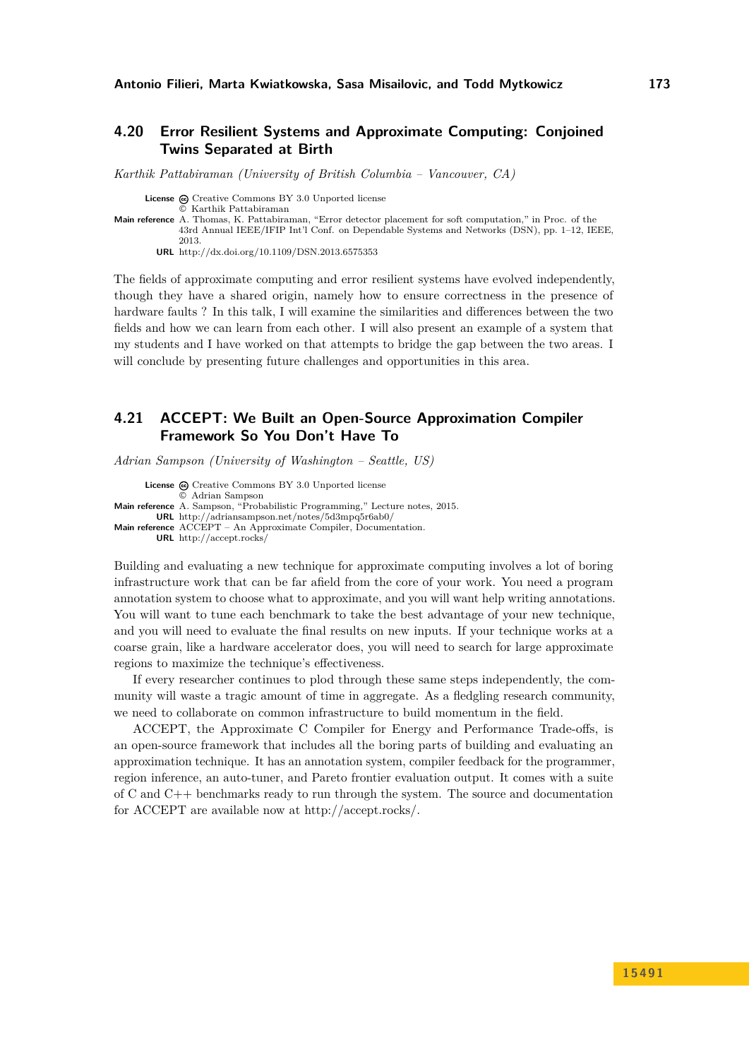### 4.20 Error Resilient Systems and Approximate Computing: Conjoined Twins Separated at Birth

*Karthik Pattabiraman (University of British Columbia – Vancouver, CA)*

**License** Creative Commons BY 3.0 Unported license
© Karthik Pattabiraman
**Main reference** A. Thomas, K. Pattabiraman, "Error detector placement for soft computation," in Proc. of the 43rd Annual IEEE/IFIP Int'l Conf. on Dependable Systems and Networks (DSN), pp. 1–12, IEEE, 2013.
**URL** http://dx.doi.org/10.1109/DSN.2013.6575353

The fields of approximate computing and error resilient systems have evolved independently, though they have a shared origin, namely how to ensure correctness in the presence of hardware faults ? In this talk, I will examine the similarities and differences between the two fields and how we can learn from each other. I will also present an example of a system that my students and I have worked on that attempts to bridge the gap between the two areas. I will conclude by presenting future challenges and opportunities in this area.

### 4.21 ACCEPT: We Built an Open-Source Approximation Compiler Framework So You Don't Have To

*Adrian Sampson (University of Washington – Seattle, US)*

**License** Creative Commons BY 3.0 Unported license
© Adrian Sampson
**Main reference** A. Sampson, "Probabilistic Programming," Lecture notes, 2015.
**URL** http://adriansampson.net/notes/5d3mpq5r6ab0/
**Main reference** ACCEPT – An Approximate Compiler, Documentation.
**URL** http://accept.rocks/

Building and evaluating a new technique for approximate computing involves a lot of boring infrastructure work that can be far afield from the core of your work. You need a program annotation system to choose what to approximate, and you will want help writing annotations. You will want to tune each benchmark to take the best advantage of your new technique, and you will need to evaluate the final results on new inputs. If your technique works at a coarse grain, like a hardware accelerator does, you will need to search for large approximate regions to maximize the technique's effectiveness.

If every researcher continues to plod through these same steps independently, the community will waste a tragic amount of time in aggregate. As a fledgling research community, we need to collaborate on common infrastructure to build momentum in the field.

ACCEPT, the Approximate C Compiler for Energy and Performance Trade-offs, is an open-source framework that includes all the boring parts of building and evaluating an approximation technique. It has an annotation system, compiler feedback for the programmer, region inference, an auto-tuner, and Pareto frontier evaluation output. It comes with a suite of C and C++ benchmarks ready to run through the system. The source and documentation for ACCEPT are available now at http://accept.rocks/.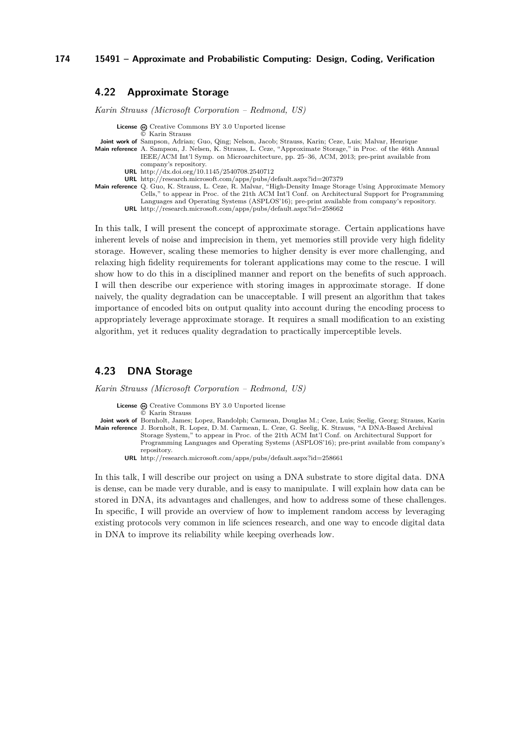## 4.22 Approximate Storage

*Karin Strauss (Microsoft Corporation – Redmond, US)*

**License** Creative Commons BY 3.0 Unported license
© Karin Strauss

**Joint work of** Sampson, Adrian; Guo, Qing; Nelson, Jacob; Strauss, Karin; Ceze, Luis; Malvar, Henrique

**Main reference** A. Sampson, J. Nelsen, K. Strauss, L. Ceze, "Approximate Storage," in Proc. of the 46th Annual IEEE/ACM Int'l Symp. on Microarchitecture, pp. 25–36, ACM, 2013; pre-print available from company's repository.

**URL** http://dx.doi.org/10.1145/2540708.2540712

**URL** http://research.microsoft.com/apps/pubs/default.aspx?id=207379

**Main reference** Q. Guo, K. Strauss, L. Ceze, R. Malvar, "High-Density Image Storage Using Approximate Memory Cells," to appear in Proc. of the 21th ACM Int'l Conf. on Architectural Support for Programming Languages and Operating Systems (ASPLOS'16); pre-print available from company's repository.

**URL** http://research.microsoft.com/apps/pubs/default.aspx?id=258662

In this talk, I will present the concept of approximate storage. Certain applications have inherent levels of noise and imprecision in them, yet memories still provide very high fidelity storage. However, scaling these memories to higher density is ever more challenging, and relaxing high fidelity requirements for tolerant applications may come to the rescue. I will show how to do this in a disciplined manner and report on the benefits of such approach. I will then describe our experience with storing images in approximate storage. If done naively, the quality degradation can be unacceptable. I will present an algorithm that takes importance of encoded bits on output quality into account during the encoding process to appropriately leverage approximate storage. It requires a small modification to an existing algorithm, yet it reduces quality degradation to practically imperceptible levels.

## 4.23 DNA Storage

*Karin Strauss (Microsoft Corporation – Redmond, US)*

**License** Creative Commons BY 3.0 Unported license
© Karin Strauss

**Joint work of** Bornholt, James; Lopez, Randolph; Carmean, Douglas M.; Ceze, Luis; Seelig, Georg; Strauss, Karin

**Main reference** J. Bornholt, R. Lopez, D. M. Carmean, L. Ceze, G. Seelig, K. Strauss, "A DNA-Based Archival Storage System," to appear in Proc. of the 21th ACM Int'l Conf. on Architectural Support for Programming Languages and Operating Systems (ASPLOS'16); pre-print available from company's repository.

**URL** http://research.microsoft.com/apps/pubs/default.aspx?id=258661

In this talk, I will describe our project on using a DNA substrate to store digital data. DNA is dense, can be made very durable, and is easy to manipulate. I will explain how data can be stored in DNA, its advantages and challenges, and how to address some of these challenges. In specific, I will provide an overview of how to implement random access by leveraging existing protocols very common in life sciences research, and one way to encode digital data in DNA to improve its reliability while keeping overheads low.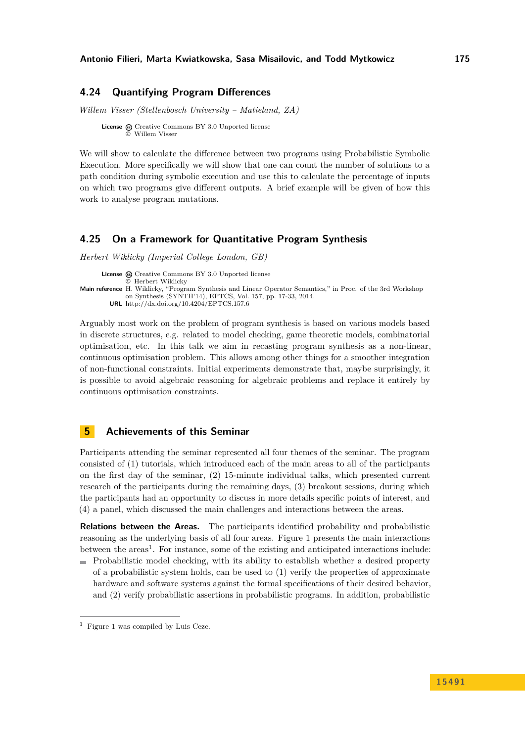### 4.24 Quantifying Program Differences

*Willem Visser (Stellenbosch University – Matieland, ZA)*

**License** Creative Commons BY 3.0 Unported license
© Willem Visser

We will show to calculate the difference between two programs using Probabilistic Symbolic Execution. More specifically we will show that one can count the number of solutions to a path condition during symbolic execution and use this to calculate the percentage of inputs on which two programs give different outputs. A brief example will be given of how this work to analyse program mutations.

### 4.25 On a Framework for Quantitative Program Synthesis

*Herbert Wiklicky (Imperial College London, GB)*

**License** Creative Commons BY 3.0 Unported license
© Herbert Wiklicky

**Main reference** H. Wiklicky, "Program Synthesis and Linear Operator Semantics," in Proc. of the 3rd Workshop on Synthesis (SYNTH'14), EPTCS, Vol. 157, pp. 17-33, 2014.

**URL** http://dx.doi.org/10.4204/EPTCS.157.6

Arguably most work on the problem of program synthesis is based on various models based in discrete structures, e.g. related to model checking, game theoretic models, combinatorial optimisation, etc. In this talk we aim in recasting program synthesis as a non-linear, continuous optimisation problem. This allows among other things for a smoother integration of non-functional constraints. Initial experiments demonstrate that, maybe surprisingly, it is possible to avoid algebraic reasoning for algebraic problems and replace it entirely by continuous optimisation constraints.

## 5 Achievements of this Seminar

Participants attending the seminar represented all four themes of the seminar. The program consisted of (1) tutorials, which introduced each of the main areas to all of the participants on the first day of the seminar, (2) 15-minute individual talks, which presented current research of the participants during the remaining days, (3) breakout sessions, during which the participants had an opportunity to discuss in more details specific points of interest, and (4) a panel, which discussed the main challenges and interactions between the areas.

**Relations between the Areas.** The participants identified probability and probabilistic reasoning as the underlying basis of all four areas. Figure 1 presents the main interactions between the areas[1]. For instance, some of the existing and anticipated interactions include:

- Probabilistic model checking, with its ability to establish whether a desired property of a probabilistic system holds, can be used to (1) verify the properties of approximate hardware and software systems against the formal specifications of their desired behavior, and (2) verify probabilistic assertions in probabilistic programs. In addition, probabilistic

[1] Figure 1 was compiled by Luis Ceze.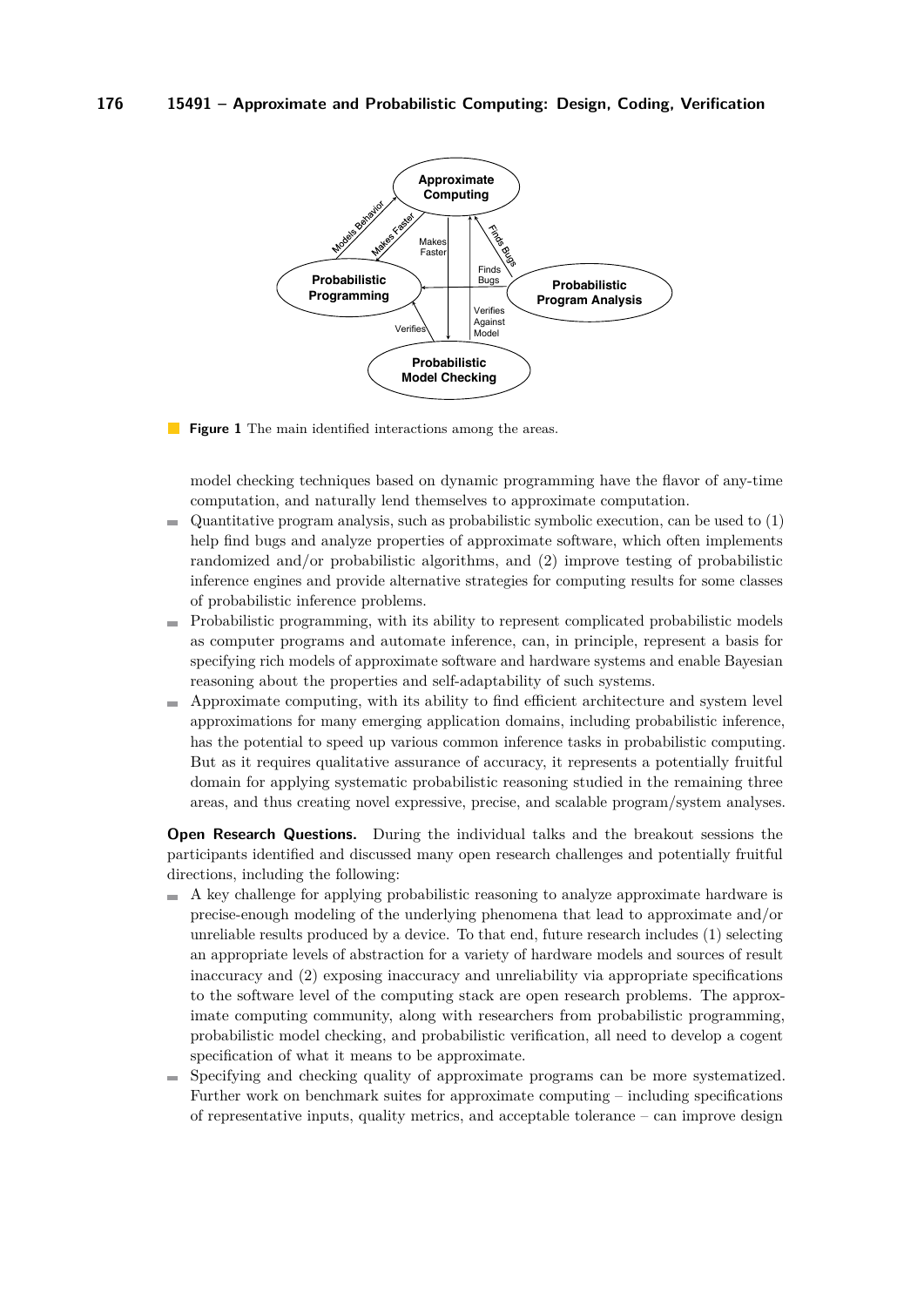**Figure 1** The main identified interactions among the areas.

model checking techniques based on dynamic programming have the flavor of any-time computation, and naturally lend themselves to approximate computation.

- Quantitative program analysis, such as probabilistic symbolic execution, can be used to (1) help find bugs and analyze properties of approximate software, which often implements randomized and/or probabilistic algorithms, and (2) improve testing of probabilistic inference engines and provide alternative strategies for computing results for some classes of probabilistic inference problems.
- Probabilistic programming, with its ability to represent complicated probabilistic models as computer programs and automate inference, can, in principle, represent a basis for specifying rich models of approximate software and hardware systems and enable Bayesian reasoning about the properties and self-adaptability of such systems.
- Approximate computing, with its ability to find efficient architecture and system level approximations for many emerging application domains, including probabilistic inference, has the potential to speed up various common inference tasks in probabilistic computing. But as it requires qualitative assurance of accuracy, it represents a potentially fruitful domain for applying systematic probabilistic reasoning studied in the remaining three areas, and thus creating novel expressive, precise, and scalable program/system analyses.

**Open Research Questions.** During the individual talks and the breakout sessions the participants identified and discussed many open research challenges and potentially fruitful directions, including the following:

- A key challenge for applying probabilistic reasoning to analyze approximate hardware is precise-enough modeling of the underlying phenomena that lead to approximate and/or unreliable results produced by a device. To that end, future research includes (1) selecting an appropriate levels of abstraction for a variety of hardware models and sources of inaccuracy and (2) exposing inaccuracy and unreliability via appropriate specifications to the software level of the computing stack are open research problems. The approximate computing community, along with researchers from probabilistic programming, probabilistic model checking, and probabilistic verification, all need to develop a cogent specification of what it means to be approximate.
- Specifying and checking quality of approximate programs can be more systematized. Further work on benchmark suites for approximate computing – including specifications of representative inputs, quality metrics, and acceptable tolerance – can improve design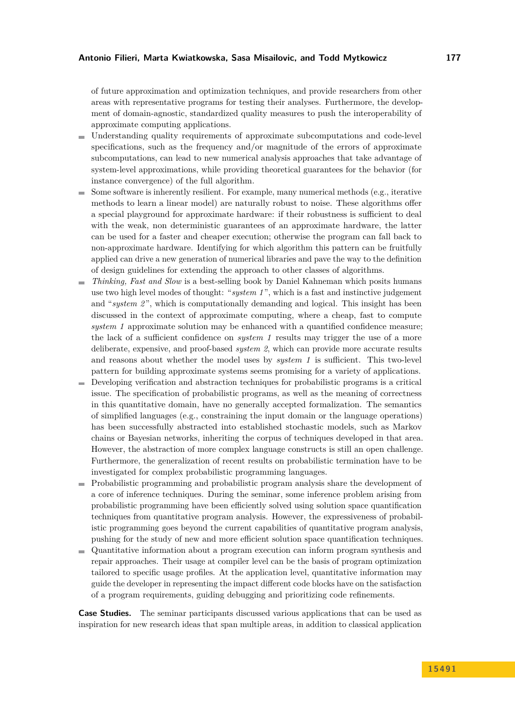of future approximation and optimization techniques, and provide researchers from other areas with representative programs for testing their analyses. Furthermore, the development of domain-agnostic, standardized quality measures to push the interoperability of approximate computing applications.

- Understanding quality requirements of approximate subcomputations and code-level specifications, such as the frequency and/or magnitude of the errors of approximate subcomputations, can lead to new numerical analysis approaches that take advantage of system-level approximations, while providing theoretical guarantees for the behavior (for instance convergence) of the full algorithm.
- Some software is inherently resilient. For example, many numerical methods (e.g., iterative methods to learn a linear model) are naturally robust to noise. These algorithms offer a special playground for approximate hardware: if their robustness is sufficient to deal with the weak, non deterministic guarantees of an approximate hardware, the latter can be used for a faster and cheaper execution; otherwise the program can fall back to non-approximate hardware. Identifying for which algorithm this pattern can be fruitfully applied can drive a new generation of numerical libraries and pave the way to the definition of design guidelines for extending the approach to other classes of algorithms.
- *Thinking, Fast and Slow* is a best-selling book by Daniel Kahneman which posits humans use two high level modes of thought: "*system 1*", which is a fast and instinctive judgement and "*system 2*", which is computationally demanding and logical. This insight has been discussed in the context of approximate computing, where a cheap, fast to compute *system 1* approximate solution may be enhanced with a quantified confidence measure; the lack of a sufficient confidence on *system 1* results may trigger the use of a more deliberate, expensive, and proof-based *system 2*, which can provide more accurate results and reasons about whether the model uses by *system 1* is sufficient. This two-level pattern for building approximate systems seems promising for a variety of applications.
- Developing verification and abstraction techniques for probabilistic programs is a critical issue. The specification of probabilistic programs, as well as the meaning of correctness in this quantitative domain, have no generally accepted formalization. The semantics of simplified languages (e.g., constraining the input domain or the language operations) has been successfully abstracted into established stochastic models, such as Markov chains or Bayesian networks, inheriting the corpus of techniques developed in that area. However, the abstraction of more complex language constructs is still an open challenge. Furthermore, the generalization of recent results on probabilistic termination have to be investigated for complex probabilistic programming languages.
- Probabilistic programming and probabilistic program analysis share the development of a core of inference techniques. During the seminar, some inference problem arising from probabilistic programming have been efficiently solved using solution space quantification techniques from quantitative program analysis. However, the expressiveness of probabilistic programming goes beyond the current capabilities of quantitative program analysis, pushing for the study of new and more efficient solution space quantification techniques.
- Quantitative information about a program execution can inform program synthesis and repair approaches. Their usage at compiler level can be the basis of program optimization tailored to specific usage profiles. At the application level, quantitative information may guide the developer in representing the impact different code blocks have on the satisfaction of a program requirements, guiding debugging and prioritizing code refinements.

**Case Studies.** The seminar participants discussed various applications that can be used as inspiration for new research ideas that span multiple areas, in addition to classical application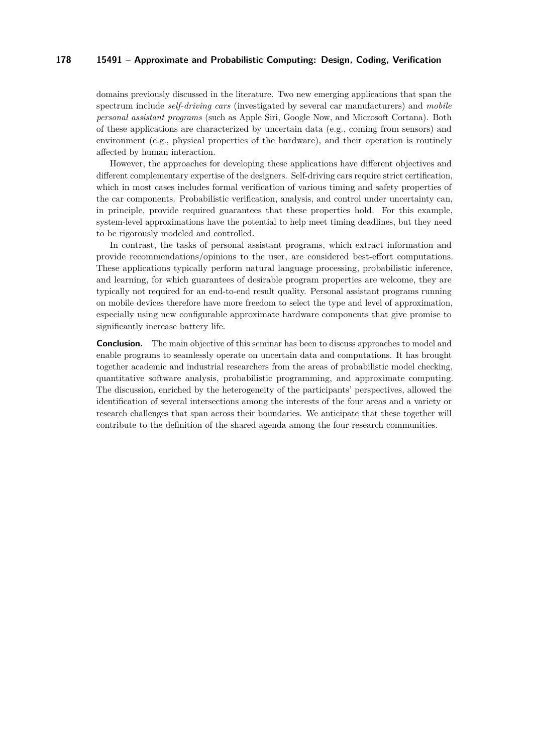domains previously discussed in the literature. Two new emerging applications that span the spectrum include *self-driving cars* (investigated by several car manufacturers) and *mobile personal assistant programs* (such as Apple Siri, Google Now, and Microsoft Cortana). Both of these applications are characterized by uncertain data (e.g., coming from sensors) and environment (e.g., physical properties of the hardware), and their operation is routinely affected by human interaction.

However, the approaches for developing these applications have different objectives and different complementary expertise of the designers. Self-driving cars require strict certification, which in most cases includes formal verification of various timing and safety properties of the car components. Probabilistic verification, analysis, and control under uncertainty can, in principle, provide required guarantees that these properties hold. For this example, system-level approximations have the potential to help meet timing deadlines, but they need to be rigorously modeled and controlled.

In contrast, the tasks of personal assistant programs, which extract information and provide recommendations/opinions to the user, are considered best-effort computations. These applications typically perform natural language processing, probabilistic inference, and learning, for which guarantees of desirable program properties are welcome, they are typically not required for an end-to-end result quality. Personal assistant programs running on mobile devices therefore have more freedom to select the type and level of approximation, especially using new configurable approximate hardware components that give promise to significantly increase battery life.

**Conclusion.** The main objective of this seminar has been to discuss approaches to model and enable programs to seamlessly operate on uncertain data and computations. It has brought together academic and industrial researchers from the areas of probabilistic model checking, quantitative software analysis, probabilistic programming, and approximate computing. The discussion, enriched by the heterogeneity of the participants' perspectives, allowed the identification of several intersections among the interests of the four areas and a variety or research challenges that span across their boundaries. We anticipate that these together will contribute to the definition of the shared agenda among the four research communities.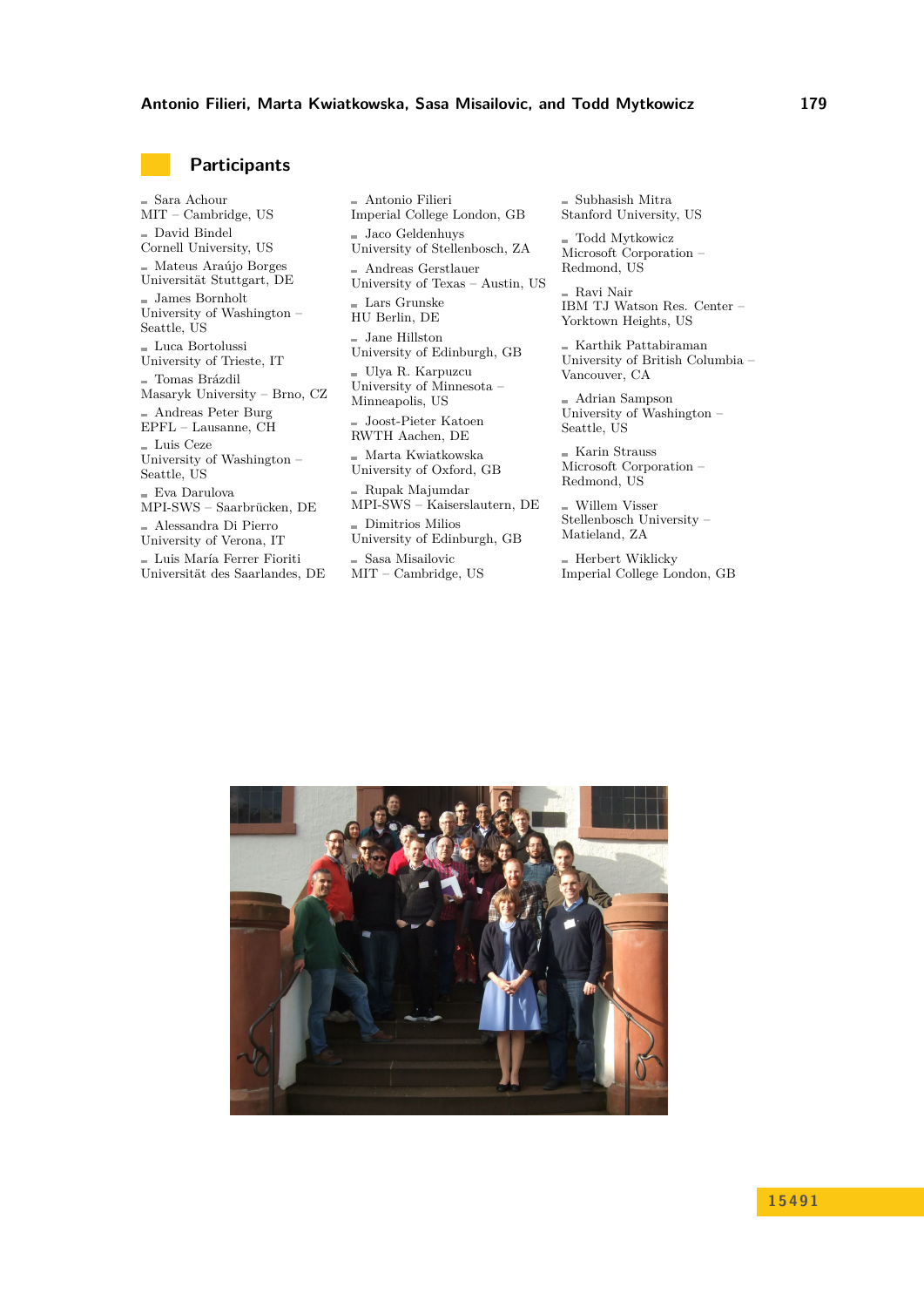## Participants

- Sara Achour
  MIT – Cambridge, US
- David Bindel
  Cornell University, US
- Mateus Araújo Borges
  Universität Stuttgart, DE
- James Bornholt
  University of Washington – Seattle, US
- Luca Bortolussi
  University of Trieste, IT
- Tomas Brázdil
  Masaryk University – Brno, CZ
- Andreas Peter Burg
  EPFL – Lausanne, CH
- Luis Ceze
  University of Washington – Seattle, US
- Eva Darulova
  MPI-SWS – Saarbrücken, DE
- Alessandra Di Pierro
  University of Verona, IT
- Luis María Ferrer Fioriti
  Universität des Saarlandes, DE
- Antonio Filieri
  Imperial College London, GB
- Jaco Geldenhuys
  University of Stellenbosch, ZA
- Andreas Gerstlauer
  University of Texas – Austin, US
- Lars Grunske
  HU Berlin, DE
- Jane Hillston
  University of Edinburgh, GB
- Ulya R. Karpuzcu
  University of Minnesota – Minneapolis, US
- Joost-Pieter Katoen
  RWTH Aachen, DE
- Marta Kwiatkowska
  University of Oxford, GB
- Rupak Majumdar
  MPI-SWS – Kaiserslautern, DE
- Dimitrios Milios
  University of Edinburgh, GB
- Sasa Misailovic
  MIT – Cambridge, US
- Subhasish Mitra
  Stanford University, US
- Todd Mytkowicz
  Microsoft Corporation – Redmond, US
- Ravi Nair
  IBM TJ Watson Res. Center – Yorktown Heights, US
- Karthik Pattabiraman
  University of British Columbia – Vancouver, CA
- Adrian Sampson
  University of Washington – Seattle, US
- Karin Strauss
  Microsoft Corporation – Redmond, US
- Willem Visser
  Stellenbosch University – Matieland, ZA
- Herbert Wiklicky
  Imperial College London, GB